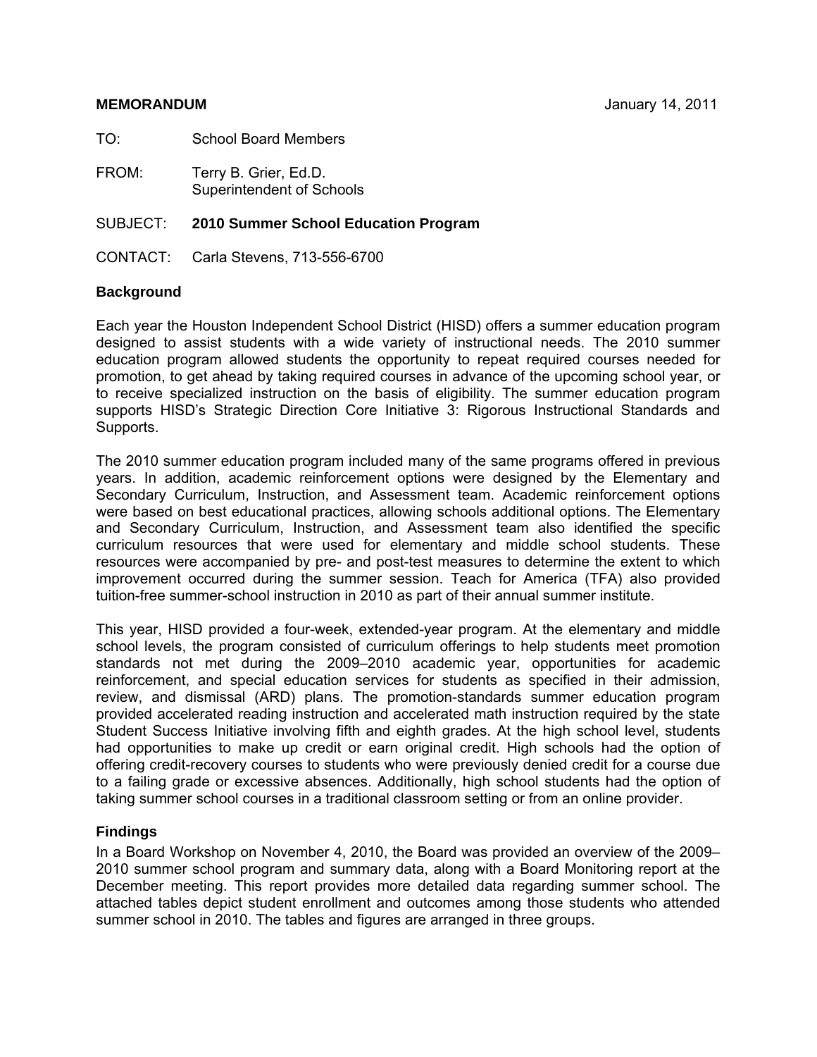**MEMORANDUM** January 14, 2011

TO: School Board Members

FROM: Terry B. Grier, Ed.D.
Superintendent of Schools

SUBJECT: **2010 Summer School Education Program**

CONTACT: Carla Stevens, 713-556-6700

### Background

Each year the Houston Independent School District (HISD) offers a summer education program designed to assist students with a wide variety of instructional needs. The 2010 summer education program allowed students the opportunity to repeat required courses needed for promotion, to get ahead by taking required courses in advance of the upcoming school year, or to receive specialized instruction on the basis of eligibility. The summer education program supports HISD's Strategic Direction Core Initiative 3: Rigorous Instructional Standards and Supports.

The 2010 summer education program included many of the same programs offered in previous years. In addition, academic reinforcement options were designed by the Elementary and Secondary Curriculum, Instruction, and Assessment team. Academic reinforcement options were based on best educational practices, allowing schools additional options. The Elementary and Secondary Curriculum, Instruction, and Assessment team also identified the specific curriculum resources that were used for elementary and middle school students. These resources were accompanied by pre- and post-test measures to determine the extent to which improvement occurred during the summer session. Teach for America (TFA) also provided tuition-free summer-school instruction in 2010 as part of their annual summer institute.

This year, HISD provided a four-week, extended-year program. At the elementary and middle school levels, the program consisted of curriculum offerings to help students meet promotion standards not met during the 2009–2010 academic year, opportunities for academic reinforcement, and special education services for students as specified in their admission, review, and dismissal (ARD) plans. The promotion-standards summer education program provided accelerated reading instruction and accelerated math instruction required by the state Student Success Initiative involving fifth and eighth grades. At the high school level, students had opportunities to make up credit or earn original credit. High schools had the option of offering credit-recovery courses to students who were previously denied credit for a course due to a failing grade or excessive absences. Additionally, high school students had the option of taking summer school courses in a traditional classroom setting or from an online provider.

### Findings

In a Board Workshop on November 4, 2010, the Board was provided an overview of the 2009–2010 summer school program and summary data, along with a Board Monitoring report at the December meeting. This report provides more detailed data regarding summer school. The attached tables depict student enrollment and outcomes among those students who attended summer school in 2010. The tables and figures are arranged in three groups.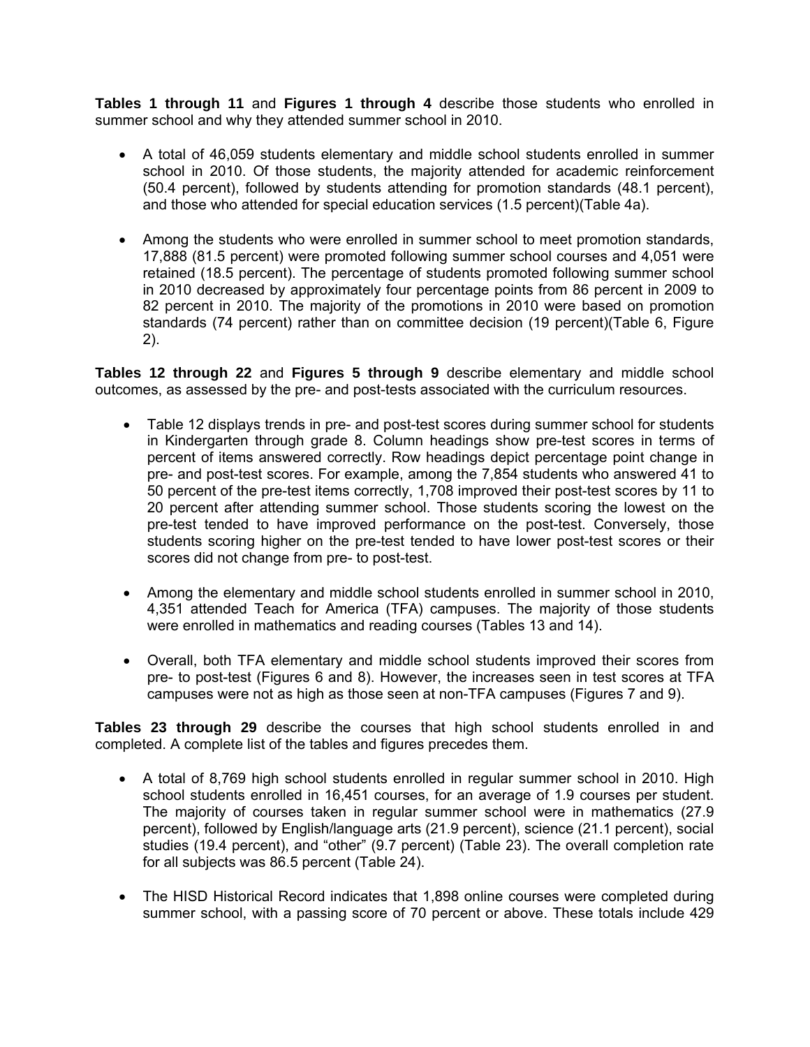**Tables 1 through 11** and **Figures 1 through 4** describe those students who enrolled in summer school and why they attended summer school in 2010.

- A total of 46,059 students elementary and middle school students enrolled in summer school in 2010. Of those students, the majority attended for academic reinforcement (50.4 percent), followed by students attending for promotion standards (48.1 percent), and those who attended for special education services (1.5 percent)(Table 4a).

- Among the students who were enrolled in summer school to meet promotion standards, 17,888 (81.5 percent) were promoted following summer school courses and 4,051 were retained (18.5 percent). The percentage of students promoted following summer school in 2010 decreased by approximately four percentage points from 86 percent in 2009 to 82 percent in 2010. The majority of the promotions in 2010 were based on promotion standards (74 percent) rather than on committee decision (19 percent)(Table 6, Figure 2).

**Tables 12 through 22** and **Figures 5 through 9** describe elementary and middle school outcomes, as assessed by the pre- and post-tests associated with the curriculum resources.

- Table 12 displays trends in pre- and post-test scores during summer school for students in Kindergarten through grade 8. Column headings show pre-test scores in terms of percent of items answered correctly. Row headings depict percentage point change in pre- and post-test scores. For example, among the 7,854 students who answered 41 to 50 percent of the pre-test items correctly, 1,708 improved their post-test scores by 11 to 20 percent after attending summer school. Those students scoring the lowest on the pre-test tended to have improved performance on the post-test. Conversely, those students scoring higher on the pre-test tended to have lower post-test scores or their scores did not change from pre- to post-test.

- Among the elementary and middle school students enrolled in summer school in 2010, 4,351 attended Teach for America (TFA) campuses. The majority of those students were enrolled in mathematics and reading courses (Tables 13 and 14).

- Overall, both TFA elementary and middle school students improved their scores from pre- to post-test (Figures 6 and 8). However, the increases seen in test scores at TFA campuses were not as high as those seen at non-TFA campuses (Figures 7 and 9).

**Tables 23 through 29** describe the courses that high school students enrolled in and completed. A complete list of the tables and figures precedes them.

- A total of 8,769 high school students enrolled in regular summer school in 2010. High school students enrolled in 16,451 courses, for an average of 1.9 courses per student. The majority of courses taken in regular summer school were in mathematics (27.9 percent), followed by English/language arts (21.9 percent), science (21.1 percent), social studies (19.4 percent), and "other" (9.7 percent) (Table 23). The overall completion rate for all subjects was 86.5 percent (Table 24).

- The HISD Historical Record indicates that 1,898 online courses were completed during summer school, with a passing score of 70 percent or above. These totals include 429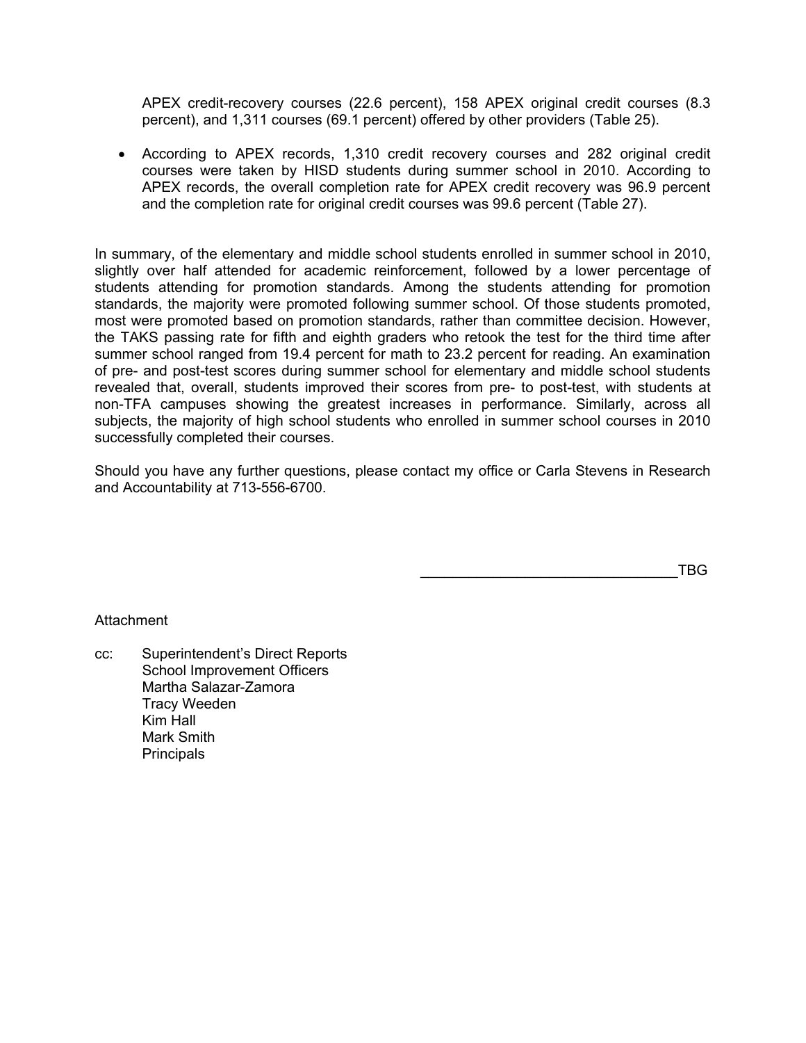APEX credit-recovery courses (22.6 percent), 158 APEX original credit courses (8.3 percent), and 1,311 courses (69.1 percent) offered by other providers (Table 25).

- According to APEX records, 1,310 credit recovery courses and 282 original credit courses were taken by HISD students during summer school in 2010. According to APEX records, the overall completion rate for APEX credit recovery was 96.9 percent and the completion rate for original credit courses was 99.6 percent (Table 27).

In summary, of the elementary and middle school students enrolled in summer school in 2010, slightly over half attended for academic reinforcement, followed by a lower percentage of students attending for promotion standards. Among the students attending for promotion standards, the majority were promoted following summer school. Of those students promoted, most were promoted based on promotion standards, rather than committee decision. However, the TAKS passing rate for fifth and eighth graders who retook the test for the third time after summer school ranged from 19.4 percent for math to 23.2 percent for reading. An examination of pre- and post-test scores during summer school for elementary and middle school students revealed that, overall, students improved their scores from pre- to post-test, with students at non-TFA campuses showing the greatest increases in performance. Similarly, across all subjects, the majority of high school students who enrolled in summer school courses in 2010 successfully completed their courses.

Should you have any further questions, please contact my office or Carla Stevens in Research and Accountability at 713-556-6700.

_________________________________TBG

Attachment

cc: Superintendent's Direct Reports
School Improvement Officers
Martha Salazar-Zamora
Tracy Weeden
Kim Hall
Mark Smith
Principals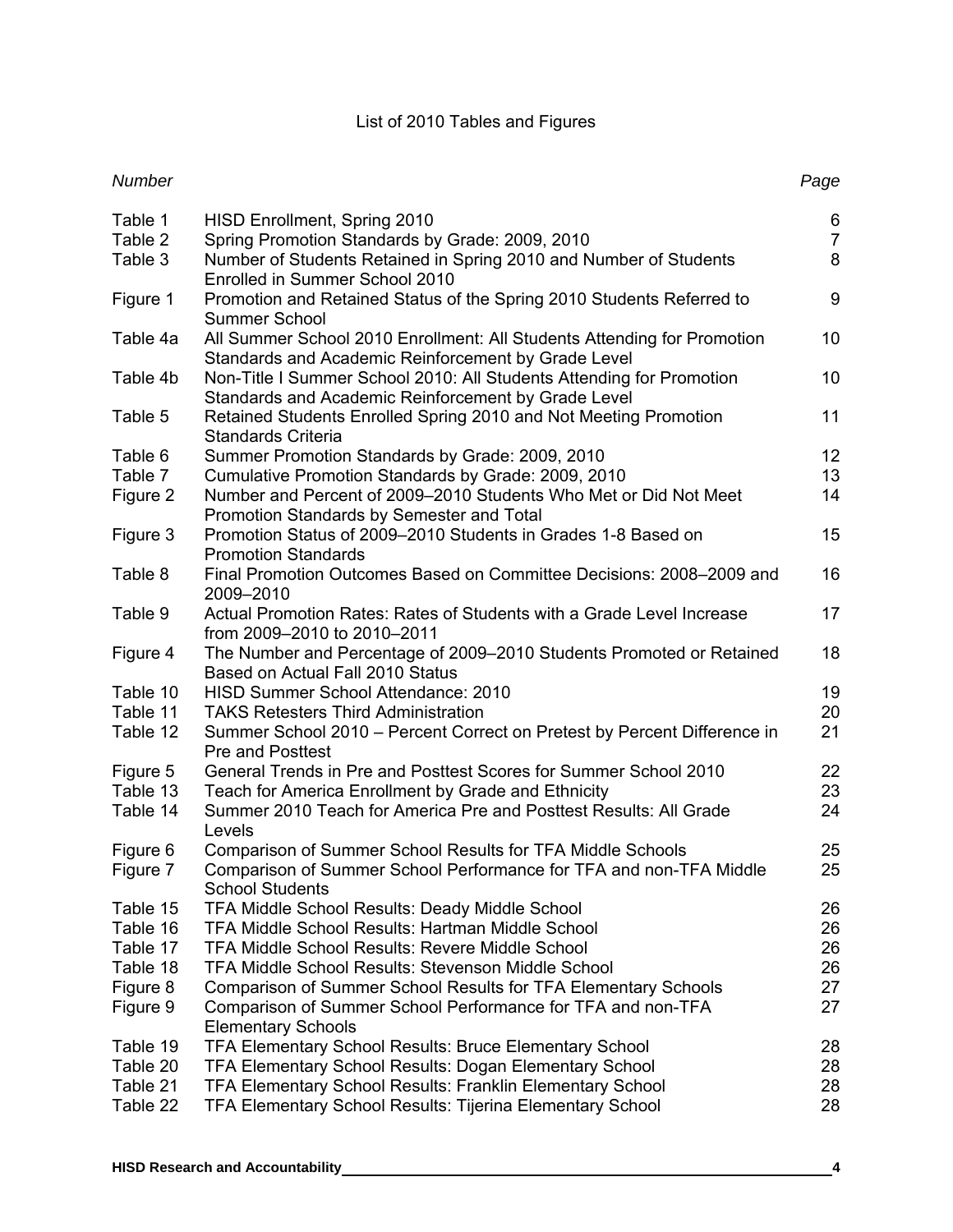# List of 2010 Tables and Figures

| *Number* | | *Page* |
|---|---|---|
| Table 1 | HISD Enrollment, Spring 2010 | 6 |
| Table 2 | Spring Promotion Standards by Grade: 2009, 2010 | 7 |
| Table 3 | Number of Students Retained in Spring 2010 and Number of Students Enrolled in Summer School 2010 | 8 |
| Figure 1 | Promotion and Retained Status of the Spring 2010 Students Referred to Summer School | 9 |
| Table 4a | All Summer School 2010 Enrollment: All Students Attending for Promotion Standards and Academic Reinforcement by Grade Level | 10 |
| Table 4b | Non-Title I Summer School 2010: All Students Attending for Promotion Standards and Academic Reinforcement by Grade Level | 10 |
| Table 5 | Retained Students Enrolled Spring 2010 and Not Meeting Promotion Standards Criteria | 11 |
| Table 6 | Summer Promotion Standards by Grade: 2009, 2010 | 12 |
| Table 7 | Cumulative Promotion Standards by Grade: 2009, 2010 | 13 |
| Figure 2 | Number and Percent of 2009–2010 Students Who Met or Did Not Meet Promotion Standards by Semester and Total | 14 |
| Figure 3 | Promotion Status of 2009–2010 Students in Grades 1-8 Based on Promotion Standards | 15 |
| Table 8 | Final Promotion Outcomes Based on Committee Decisions: 2008–2009 and 2009–2010 | 16 |
| Table 9 | Actual Promotion Rates: Rates of Students with a Grade Level Increase from 2009–2010 to 2010–2011 | 17 |
| Figure 4 | The Number and Percentage of 2009–2010 Students Promoted or Retained Based on Actual Fall 2010 Status | 18 |
| Table 10 | HISD Summer School Attendance: 2010 | 19 |
| Table 11 | TAKS Retesters Third Administration | 20 |
| Table 12 | Summer School 2010 – Percent Correct on Pretest by Percent Difference in Pre and Posttest | 21 |
| Figure 5 | General Trends in Pre and Posttest Scores for Summer School 2010 | 22 |
| Table 13 | Teach for America Enrollment by Grade and Ethnicity | 23 |
| Table 14 | Summer 2010 Teach for America Pre and Posttest Results: All Grade Levels | 24 |
| Figure 6 | Comparison of Summer School Results for TFA Middle Schools | 25 |
| Figure 7 | Comparison of Summer School Performance for TFA and non-TFA Middle School Students | 25 |
| Table 15 | TFA Middle School Results: Deady Middle School | 26 |
| Table 16 | TFA Middle School Results: Hartman Middle School | 26 |
| Table 17 | TFA Middle School Results: Revere Middle School | 26 |
| Table 18 | TFA Middle School Results: Stevenson Middle School | 26 |
| Figure 8 | Comparison of Summer School Results for TFA Elementary Schools | 27 |
| Figure 9 | Comparison of Summer School Performance for TFA and non-TFA Elementary Schools | 27 |
| Table 19 | TFA Elementary School Results: Bruce Elementary School | 28 |
| Table 20 | TFA Elementary School Results: Dogan Elementary School | 28 |
| Table 21 | TFA Elementary School Results: Franklin Elementary School | 28 |
| Table 22 | TFA Elementary School Results: Tijerina Elementary School | 28 |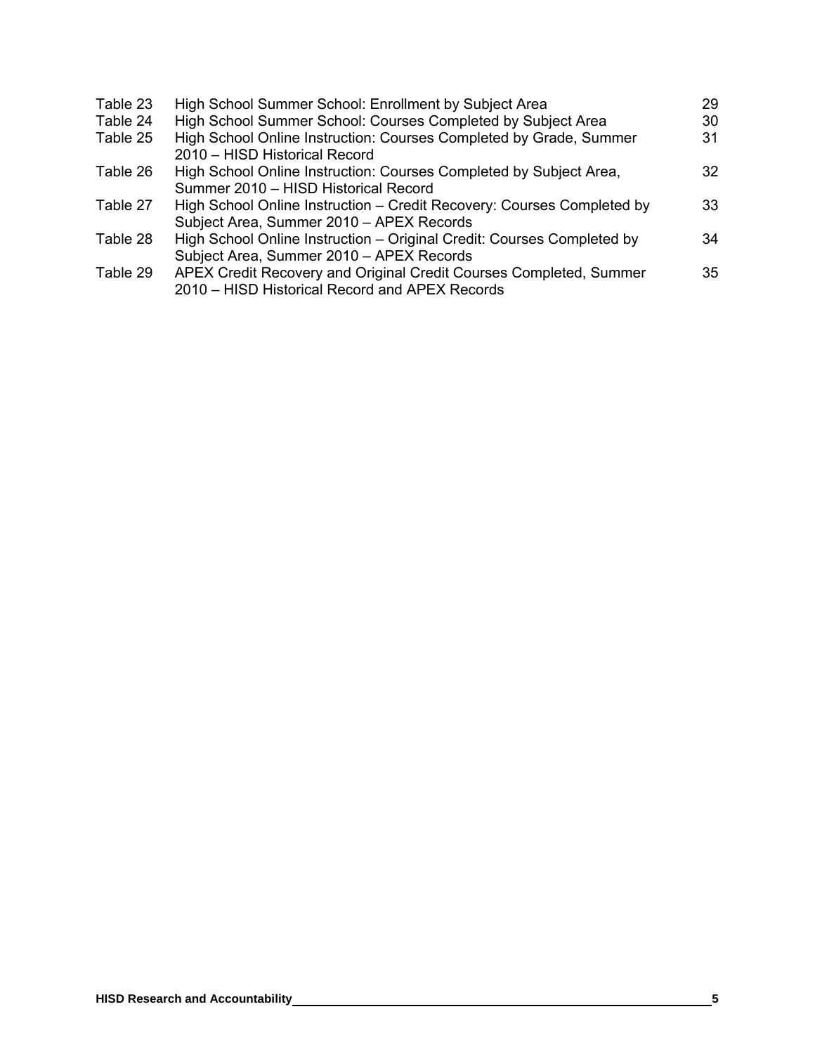| | | |
|---|---|---|
| Table 23 | High School Summer School: Enrollment by Subject Area | 29 |
| Table 24 | High School Summer School: Courses Completed by Subject Area | 30 |
| Table 25 | High School Online Instruction: Courses Completed by Grade, Summer 2010 – HISD Historical Record | 31 |
| Table 26 | High School Online Instruction: Courses Completed by Subject Area, Summer 2010 – HISD Historical Record | 32 |
| Table 27 | High School Online Instruction – Credit Recovery: Courses Completed by Subject Area, Summer 2010 – APEX Records | 33 |
| Table 28 | High School Online Instruction – Original Credit: Courses Completed by Subject Area, Summer 2010 – APEX Records | 34 |
| Table 29 | APEX Credit Recovery and Original Credit Courses Completed, Summer 2010 – HISD Historical Record and APEX Records | 35 |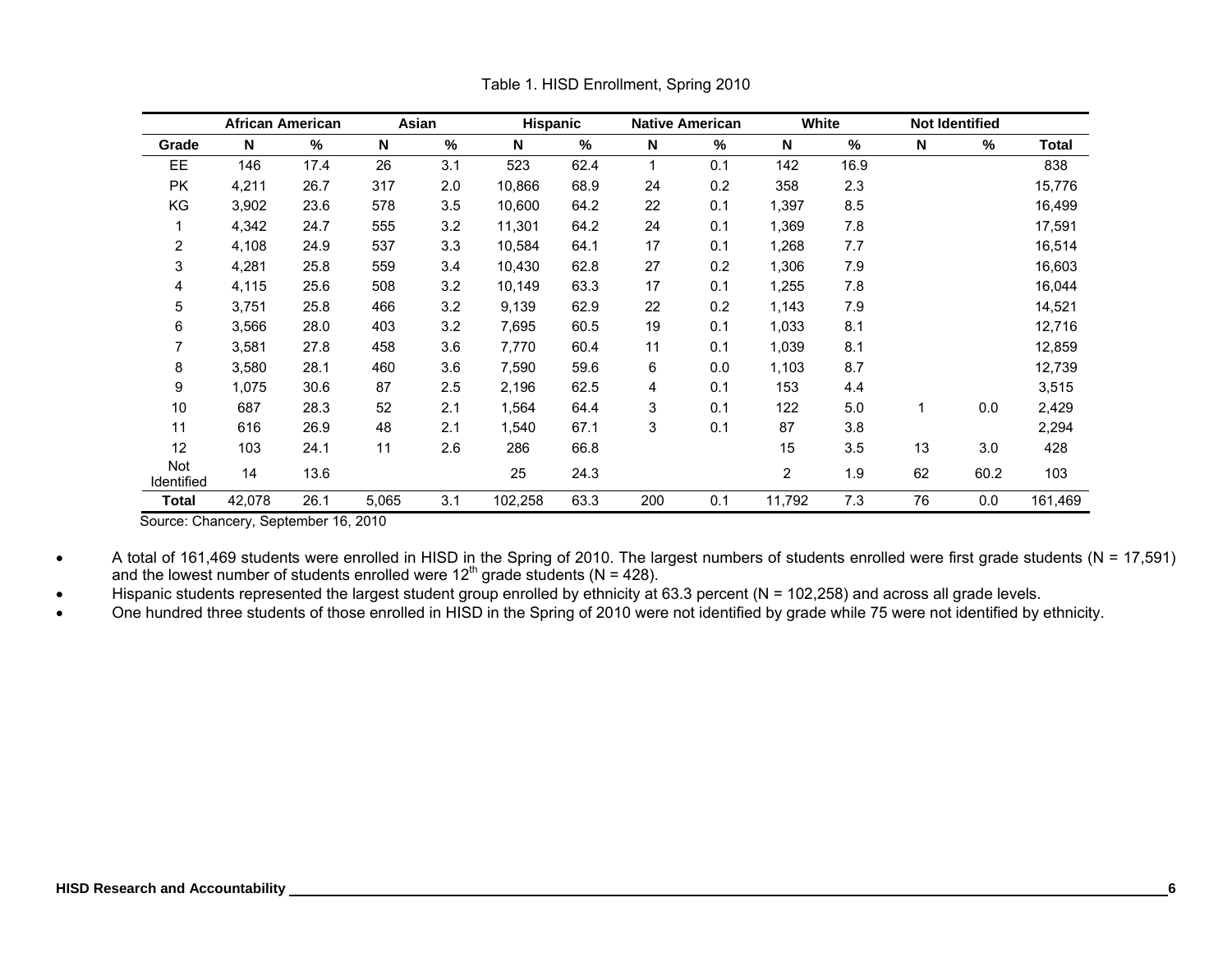Table 1. HISD Enrollment, Spring 2010

| | African American | | Asian | | Hispanic | | Native American | | White | | Not Identified | | |
|---|---|---|---|---|---|---|---|---|---|---|---|---|---|
| **Grade** | **N** | **%** | **N** | **%** | **N** | **%** | **N** | **%** | **N** | **%** | **N** | **%** | **Total** |
| EE | 146 | 17.4 | 26 | 3.1 | 523 | 62.4 | 1 | 0.1 | 142 | 16.9 | | | 838 |
| PK | 4,211 | 26.7 | 317 | 2.0 | 10,866 | 68.9 | 24 | 0.2 | 358 | 2.3 | | | 15,776 |
| KG | 3,902 | 23.6 | 578 | 3.5 | 10,600 | 64.2 | 22 | 0.1 | 1,397 | 8.5 | | | 16,499 |
| 1 | 4,342 | 24.7 | 555 | 3.2 | 11,301 | 64.2 | 24 | 0.1 | 1,369 | 7.8 | | | 17,591 |
| 2 | 4,108 | 24.9 | 537 | 3.3 | 10,584 | 64.1 | 17 | 0.1 | 1,268 | 7.7 | | | 16,514 |
| 3 | 4,281 | 25.8 | 559 | 3.4 | 10,430 | 62.8 | 27 | 0.2 | 1,306 | 7.9 | | | 16,603 |
| 4 | 4,115 | 25.6 | 508 | 3.2 | 10,149 | 63.3 | 17 | 0.1 | 1,255 | 7.8 | | | 16,044 |
| 5 | 3,751 | 25.8 | 466 | 3.2 | 9,139 | 62.9 | 22 | 0.2 | 1,143 | 7.9 | | | 14,521 |
| 6 | 3,566 | 28.0 | 403 | 3.2 | 7,695 | 60.5 | 19 | 0.1 | 1,033 | 8.1 | | | 12,716 |
| 7 | 3,581 | 27.8 | 458 | 3.6 | 7,770 | 60.4 | 11 | 0.1 | 1,039 | 8.1 | | | 12,859 |
| 8 | 3,580 | 28.1 | 460 | 3.6 | 7,590 | 59.6 | 6 | 0.0 | 1,103 | 8.7 | | | 12,739 |
| 9 | 1,075 | 30.6 | 87 | 2.5 | 2,196 | 62.5 | 4 | 0.1 | 153 | 4.4 | | | 3,515 |
| 10 | 687 | 28.3 | 52 | 2.1 | 1,564 | 64.4 | 3 | 0.1 | 122 | 5.0 | 1 | 0.0 | 2,429 |
| 11 | 616 | 26.9 | 48 | 2.1 | 1,540 | 67.1 | 3 | 0.1 | 87 | 3.8 | | | 2,294 |
| 12 | 103 | 24.1 | 11 | 2.6 | 286 | 66.8 | | | 15 | 3.5 | 13 | 3.0 | 428 |
| Not Identified | 14 | 13.6 | | | 25 | 24.3 | | | 2 | 1.9 | 62 | 60.2 | 103 |
| **Total** | 42,078 | 26.1 | 5,065 | 3.1 | 102,258 | 63.3 | 200 | 0.1 | 11,792 | 7.3 | 76 | 0.0 | 161,469 |

Source: Chancery, September 16, 2010

- A total of 161,469 students were enrolled in HISD in the Spring of 2010. The largest numbers of students enrolled were first grade students (N = 17,591) and the lowest number of students enrolled were 12th grade students (N = 428).
- Hispanic students represented the largest student group enrolled by ethnicity at 63.3 percent (N = 102,258) and across all grade levels.
- One hundred three students of those enrolled in HISD in the Spring of 2010 were not identified by grade while 75 were not identified by ethnicity.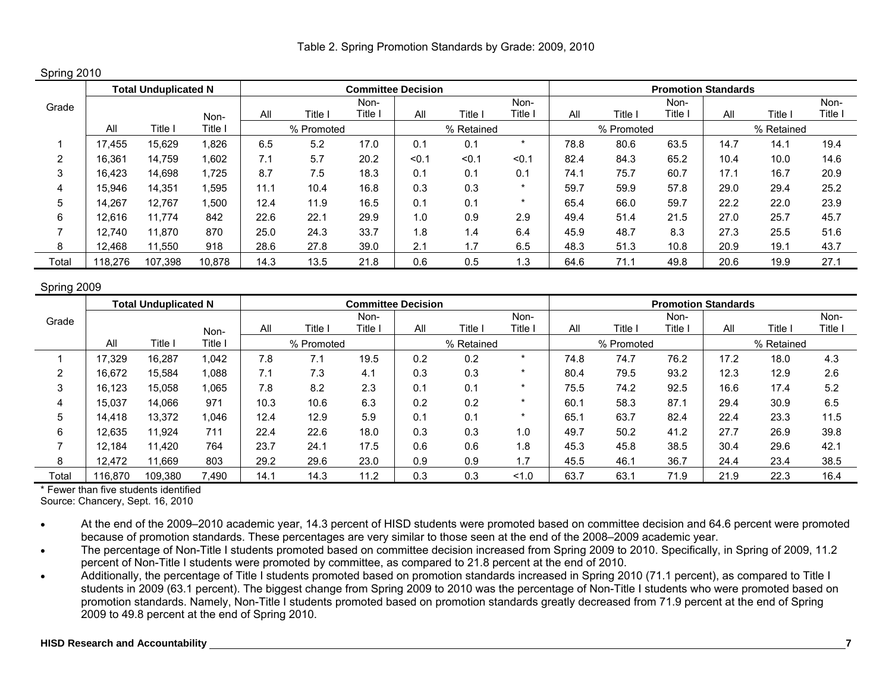Table 2. Spring Promotion Standards by Grade: 2009, 2010

Spring 2010

| Grade | Total Unduplicated N | | | Committee Decision | | | | | | Promotion Standards | | | | | |
|---|---|---|---|---|---|---|---|---|---|---|---|---|---|---|---|
| | All | Title I | Non-Title I | All | Title I | Non-Title I | All | Title I | Non-Title I | All | Title I | Non-Title I | All | Title I | Non-Title I |
| | | | | % Promoted | | | % Retained | | | % Promoted | | | % Retained | | |
| 1 | 17,455 | 15,629 | 1,826 | 6.5 | 5.2 | 17.0 | 0.1 | 0.1 | * | 78.8 | 80.6 | 63.5 | 14.7 | 14.1 | 19.4 |
| 2 | 16,361 | 14,759 | 1,602 | 7.1 | 5.7 | 20.2 | <0.1 | <0.1 | <0.1 | 82.4 | 84.3 | 65.2 | 10.4 | 10.0 | 14.6 |
| 3 | 16,423 | 14,698 | 1,725 | 8.7 | 7.5 | 18.3 | 0.1 | 0.1 | 0.1 | 74.1 | 75.7 | 60.7 | 17.1 | 16.7 | 20.9 |
| 4 | 15,946 | 14,351 | 1,595 | 11.1 | 10.4 | 16.8 | 0.3 | 0.3 | * | 59.7 | 59.9 | 57.8 | 29.0 | 29.4 | 25.2 |
| 5 | 14,267 | 12,767 | 1,500 | 12.4 | 11.9 | 16.5 | 0.1 | 0.1 | * | 65.4 | 66.0 | 59.7 | 22.2 | 22.0 | 23.9 |
| 6 | 12,616 | 11,774 | 842 | 22.6 | 22.1 | 29.9 | 1.0 | 0.9 | 2.9 | 49.4 | 51.4 | 21.5 | 27.0 | 25.7 | 45.7 |
| 7 | 12,740 | 11,870 | 870 | 25.0 | 24.3 | 33.7 | 1.8 | 1.4 | 6.4 | 45.9 | 48.7 | 8.3 | 27.3 | 25.5 | 51.6 |
| 8 | 12,468 | 11,550 | 918 | 28.6 | 27.8 | 39.0 | 2.1 | 1.7 | 6.5 | 48.3 | 51.3 | 10.8 | 20.9 | 19.1 | 43.7 |
| Total | 118,276 | 107,398 | 10,878 | 14.3 | 13.5 | 21.8 | 0.6 | 0.5 | 1.3 | 64.6 | 71.1 | 49.8 | 20.6 | 19.9 | 27.1 |

Spring 2009

| Grade | Total Unduplicated N | | | Committee Decision | | | | | | Promotion Standards | | | | | |
|---|---|---|---|---|---|---|---|---|---|---|---|---|---|---|---|
| | All | Title I | Non-Title I | All | Title I | Non-Title I | All | Title I | Non-Title I | All | Title I | Non-Title I | All | Title I | Non-Title I |
| | | | | % Promoted | | | % Retained | | | % Promoted | | | % Retained | | |
| 1 | 17,329 | 16,287 | 1,042 | 7.8 | 7.1 | 19.5 | 0.2 | 0.2 | * | 74.8 | 74.7 | 76.2 | 17.2 | 18.0 | 4.3 |
| 2 | 16,672 | 15,584 | 1,088 | 7.1 | 7.3 | 4.1 | 0.3 | 0.3 | * | 80.4 | 79.5 | 93.2 | 12.3 | 12.9 | 2.6 |
| 3 | 16,123 | 15,058 | 1,065 | 7.8 | 8.2 | 2.3 | 0.1 | 0.1 | * | 75.5 | 74.2 | 92.5 | 16.6 | 17.4 | 5.2 |
| 4 | 15,037 | 14,066 | 971 | 10.3 | 10.6 | 6.3 | 0.2 | 0.2 | * | 60.1 | 58.3 | 87.1 | 29.4 | 30.9 | 6.5 |
| 5 | 14,418 | 13,372 | 1,046 | 12.4 | 12.9 | 5.9 | 0.1 | 0.1 | * | 65.1 | 63.7 | 82.4 | 22.4 | 23.3 | 11.5 |
| 6 | 12,635 | 11,924 | 711 | 22.4 | 22.6 | 18.0 | 0.3 | 0.3 | 1.0 | 49.7 | 50.2 | 41.2 | 27.7 | 26.9 | 39.8 |
| 7 | 12,184 | 11,420 | 764 | 23.7 | 24.1 | 17.5 | 0.6 | 0.6 | 1.8 | 45.3 | 45.8 | 38.5 | 30.4 | 29.6 | 42.1 |
| 8 | 12,472 | 11,669 | 803 | 29.2 | 29.6 | 23.0 | 0.9 | 0.9 | 1.7 | 45.5 | 46.1 | 36.7 | 24.4 | 23.4 | 38.5 |
| Total | 116,870 | 109,380 | 7,490 | 14.1 | 14.3 | 11.2 | 0.3 | 0.3 | <1.0 | 63.7 | 63.1 | 71.9 | 21.9 | 22.3 | 16.4 |

* Fewer than five students identified
Source: Chancery, Sept. 16, 2010

- At the end of the 2009–2010 academic year, 14.3 percent of HISD students were promoted based on committee decision and 64.6 percent were promoted because of promotion standards. These percentages are very similar to those seen at the end of the 2008–2009 academic year.
- The percentage of Non-Title I students promoted based on committee decision increased from Spring 2009 to 2010. Specifically, in Spring of 2009, 11.2 percent of Non-Title I students were promoted by committee, as compared to 21.8 percent at the end of 2010.
- Additionally, the percentage of Title I students promoted based on promotion standards increased in Spring 2010 (71.1 percent), as compared to Title I students in 2009 (63.1 percent). The biggest change from Spring 2009 to 2010 was the percentage of Non-Title I students who were promoted based on promotion standards. Namely, Non-Title I students promoted based on promotion standards greatly decreased from 71.9 percent at the end of Spring 2009 to 49.8 percent at the end of Spring 2010.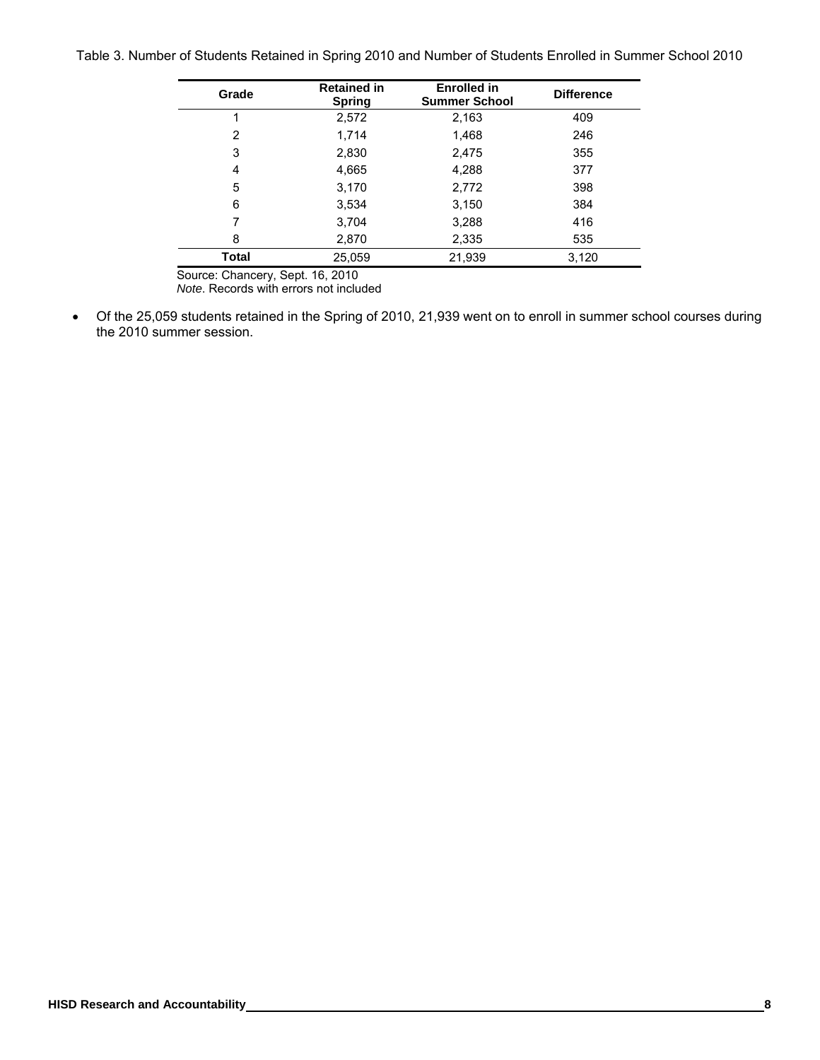Table 3. Number of Students Retained in Spring 2010 and Number of Students Enrolled in Summer School 2010

| Grade | Retained in Spring | Enrolled in Summer School | Difference |
|---|---|---|---|
| 1 | 2,572 | 2,163 | 409 |
| 2 | 1,714 | 1,468 | 246 |
| 3 | 2,830 | 2,475 | 355 |
| 4 | 4,665 | 4,288 | 377 |
| 5 | 3,170 | 2,772 | 398 |
| 6 | 3,534 | 3,150 | 384 |
| 7 | 3,704 | 3,288 | 416 |
| 8 | 2,870 | 2,335 | 535 |
| **Total** | 25,059 | 21,939 | 3,120 |

Source: Chancery, Sept. 16, 2010
*Note*. Records with errors not included

- Of the 25,059 students retained in the Spring of 2010, 21,939 went on to enroll in summer school courses during the 2010 summer session.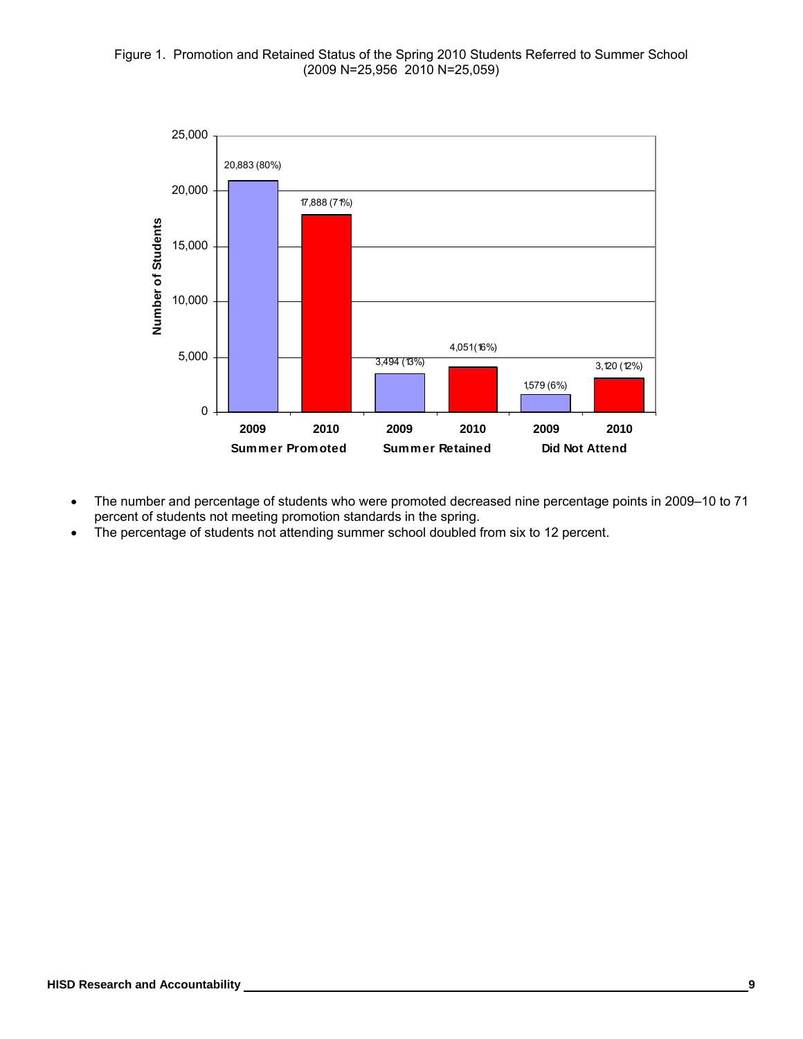Figure 1. Promotion and Retained Status of the Spring 2010 Students Referred to Summer School (2009 N=25,956 2010 N=25,059)

| | Summer Promoted | | Summer Retained | | Did Not Attend | |
|---|---|---|---|---|---|---|
| | 2009 | 2010 | 2009 | 2010 | 2009 | 2010 |
| Number of Students | 20,883 (80%) | 17,888 (71%) | 3,494 (13%) | 4,051 (16%) | 1,579 (6%) | 3,120 (12%) |

- The number and percentage of students who were promoted decreased nine percentage points in 2009–10 to 71 percent of students not meeting promotion standards in the spring.
- The percentage of students not attending summer school doubled from six to 12 percent.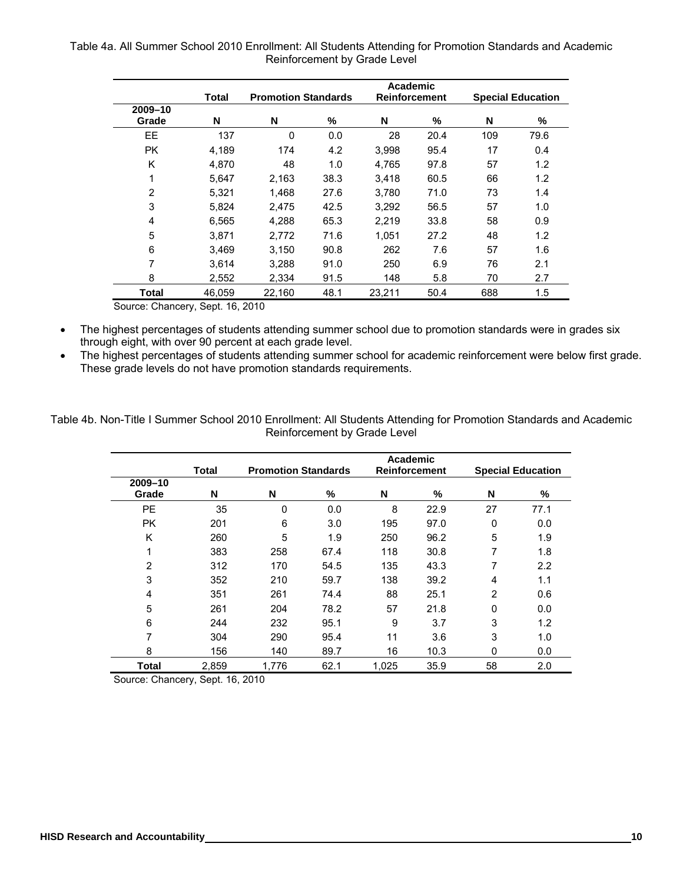Table 4a. All Summer School 2010 Enrollment: All Students Attending for Promotion Standards and Academic Reinforcement by Grade Level

| | Total | Promotion Standards | | Academic Reinforcement | | Special Education | |
|---|---|---|---|---|---|---|---|
| 2009–10 Grade | N | N | % | N | % | N | % |
| EE | 137 | 0 | 0.0 | 28 | 20.4 | 109 | 79.6 |
| PK | 4,189 | 174 | 4.2 | 3,998 | 95.4 | 17 | 0.4 |
| K | 4,870 | 48 | 1.0 | 4,765 | 97.8 | 57 | 1.2 |
| 1 | 5,647 | 2,163 | 38.3 | 3,418 | 60.5 | 66 | 1.2 |
| 2 | 5,321 | 1,468 | 27.6 | 3,780 | 71.0 | 73 | 1.4 |
| 3 | 5,824 | 2,475 | 42.5 | 3,292 | 56.5 | 57 | 1.0 |
| 4 | 6,565 | 4,288 | 65.3 | 2,219 | 33.8 | 58 | 0.9 |
| 5 | 3,871 | 2,772 | 71.6 | 1,051 | 27.2 | 48 | 1.2 |
| 6 | 3,469 | 3,150 | 90.8 | 262 | 7.6 | 57 | 1.6 |
| 7 | 3,614 | 3,288 | 91.0 | 250 | 6.9 | 76 | 2.1 |
| 8 | 2,552 | 2,334 | 91.5 | 148 | 5.8 | 70 | 2.7 |
| **Total** | 46,059 | 22,160 | 48.1 | 23,211 | 50.4 | 688 | 1.5 |

Source: Chancery, Sept. 16, 2010

- The highest percentages of students attending summer school due to promotion standards were in grades six through eight, with over 90 percent at each grade level.
- The highest percentages of students attending summer school for academic reinforcement were below first grade. These grade levels do not have promotion standards requirements.

Table 4b. Non-Title I Summer School 2010 Enrollment: All Students Attending for Promotion Standards and Academic Reinforcement by Grade Level

| | Total | Promotion Standards | | Academic Reinforcement | | Special Education | |
|---|---|---|---|---|---|---|---|
| 2009–10 Grade | N | N | % | N | % | N | % |
| PE | 35 | 0 | 0.0 | 8 | 22.9 | 27 | 77.1 |
| PK | 201 | 6 | 3.0 | 195 | 97.0 | 0 | 0.0 |
| K | 260 | 5 | 1.9 | 250 | 96.2 | 5 | 1.9 |
| 1 | 383 | 258 | 67.4 | 118 | 30.8 | 7 | 1.8 |
| 2 | 312 | 170 | 54.5 | 135 | 43.3 | 7 | 2.2 |
| 3 | 352 | 210 | 59.7 | 138 | 39.2 | 4 | 1.1 |
| 4 | 351 | 261 | 74.4 | 88 | 25.1 | 2 | 0.6 |
| 5 | 261 | 204 | 78.2 | 57 | 21.8 | 0 | 0.0 |
| 6 | 244 | 232 | 95.1 | 9 | 3.7 | 3 | 1.2 |
| 7 | 304 | 290 | 95.4 | 11 | 3.6 | 3 | 1.0 |
| 8 | 156 | 140 | 89.7 | 16 | 10.3 | 0 | 0.0 |
| **Total** | 2,859 | 1,776 | 62.1 | 1,025 | 35.9 | 58 | 2.0 |

Source: Chancery, Sept. 16, 2010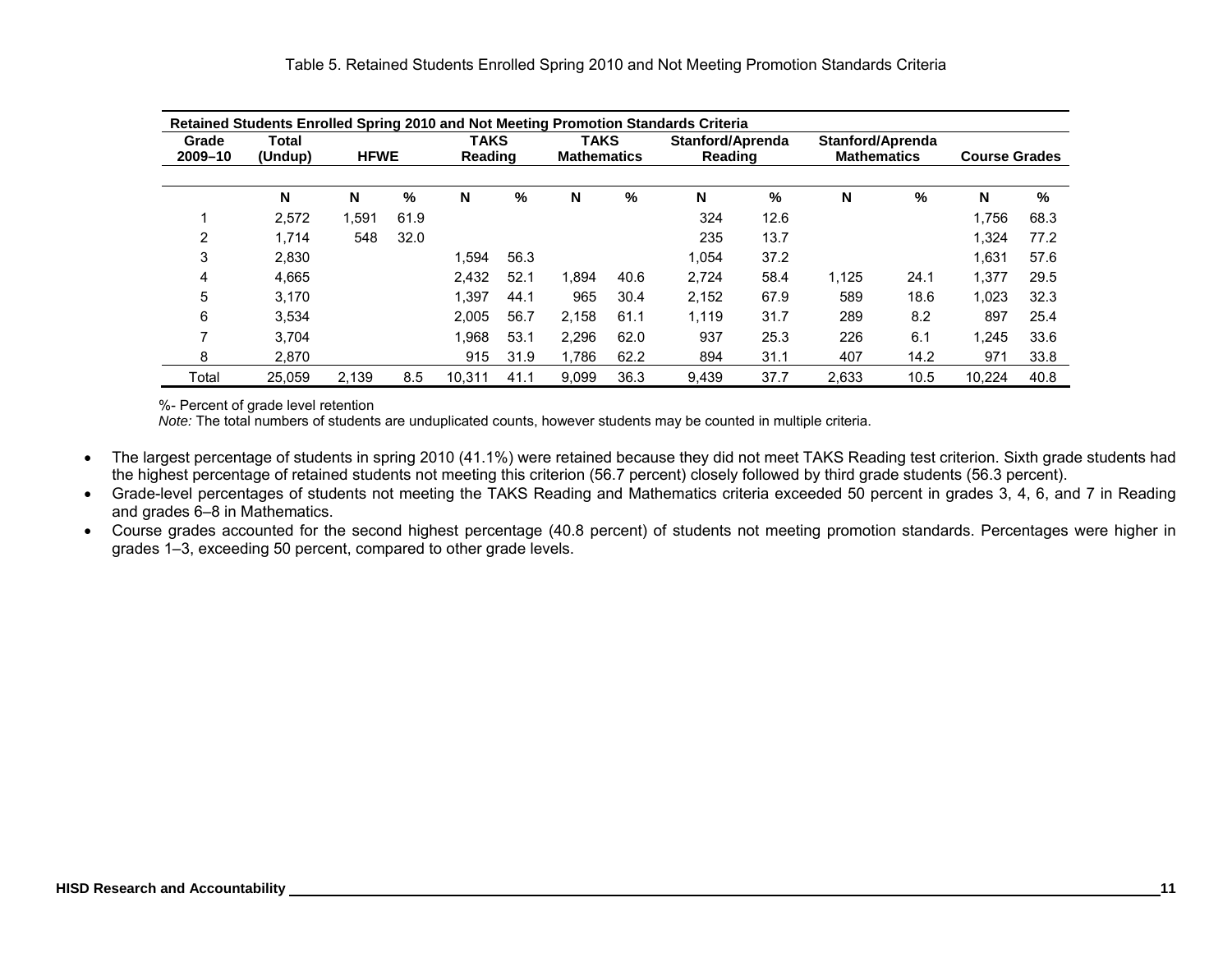Table 5. Retained Students Enrolled Spring 2010 and Not Meeting Promotion Standards Criteria

| Retained Students Enrolled Spring 2010 and Not Meeting Promotion Standards Criteria | | | | | | | | | | | | | |
|---|---|---|---|---|---|---|---|---|---|---|---|---|---|
| Grade 2009–10 | Total (Undup) | HFWE | | TAKS Reading | | TAKS Mathematics | | Stanford/Aprenda Reading | | Stanford/Aprenda Mathematics | | Course Grades | |
| | N | N | % | N | % | N | % | N | % | N | % | N | % |
| 1 | 2,572 | 1,591 | 61.9 | | | | | 324 | 12.6 | | | 1,756 | 68.3 |
| 2 | 1,714 | 548 | 32.0 | | | | | 235 | 13.7 | | | 1,324 | 77.2 |
| 3 | 2,830 | | | 1,594 | 56.3 | | | 1,054 | 37.2 | | | 1,631 | 57.6 |
| 4 | 4,665 | | | 2,432 | 52.1 | 1,894 | 40.6 | 2,724 | 58.4 | 1,125 | 24.1 | 1,377 | 29.5 |
| 5 | 3,170 | | | 1,397 | 44.1 | 965 | 30.4 | 2,152 | 67.9 | 589 | 18.6 | 1,023 | 32.3 |
| 6 | 3,534 | | | 2,005 | 56.7 | 2,158 | 61.1 | 1,119 | 31.7 | 289 | 8.2 | 897 | 25.4 |
| 7 | 3,704 | | | 1,968 | 53.1 | 2,296 | 62.0 | 937 | 25.3 | 226 | 6.1 | 1,245 | 33.6 |
| 8 | 2,870 | | | 915 | 31.9 | 1,786 | 62.2 | 894 | 31.1 | 407 | 14.2 | 971 | 33.8 |
| Total | 25,059 | 2,139 | 8.5 | 10,311 | 41.1 | 9,099 | 36.3 | 9,439 | 37.7 | 2,633 | 10.5 | 10,224 | 40.8 |

%- Percent of grade level retention

*Note:* The total numbers of students are unduplicated counts, however students may be counted in multiple criteria.

- The largest percentage of students in spring 2010 (41.1%) were retained because they did not meet TAKS Reading test criterion. Sixth grade students had the highest percentage of retained students not meeting this criterion (56.7 percent) closely followed by third grade students (56.3 percent).
- Grade-level percentages of students not meeting the TAKS Reading and Mathematics criteria exceeded 50 percent in grades 3, 4, 6, and 7 in Reading and grades 6–8 in Mathematics.
- Course grades accounted for the second highest percentage (40.8 percent) of students not meeting promotion standards. Percentages were higher in grades 1–3, exceeding 50 percent, compared to other grade levels.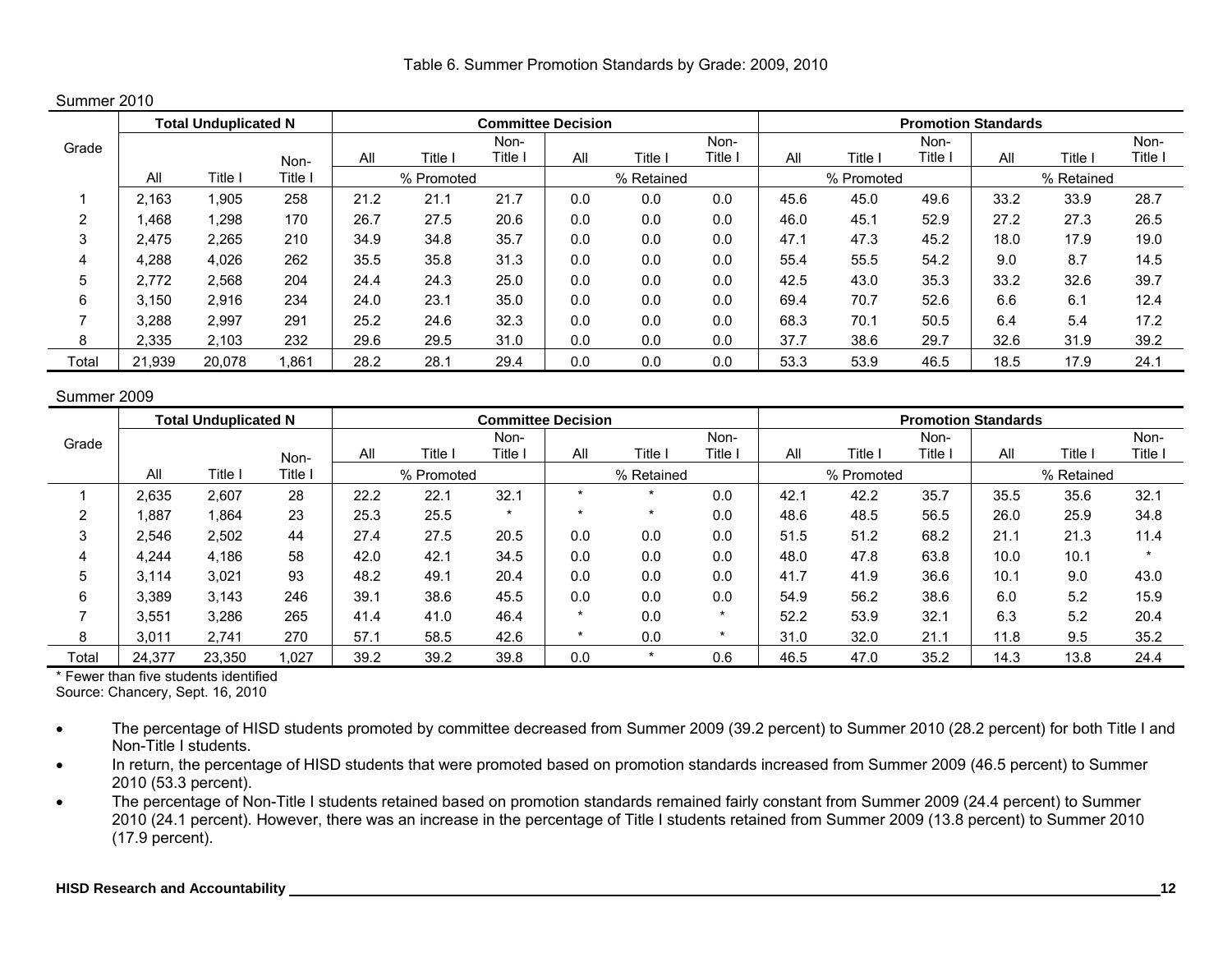Table 6. Summer Promotion Standards by Grade: 2009, 2010

Summer 2010

| Grade | Total Unduplicated N | | | Committee Decision | | | | | | Promotion Standards | | | | | |
|---|---|---|---|---|---|---|---|---|---|---|---|---|---|---|---|
| | All | Title I | Non-Title I | All | Title I | Non-Title I | All | Title I | Non-Title I | All | Title I | Non-Title I | All | Title I | Non-Title I |
| | | | | % Promoted | | | % Retained | | | % Promoted | | | % Retained | | |
| 1 | 2,163 | 1,905 | 258 | 21.2 | 21.1 | 21.7 | 0.0 | 0.0 | 0.0 | 45.6 | 45.0 | 49.6 | 33.2 | 33.9 | 28.7 |
| 2 | 1,468 | 1,298 | 170 | 26.7 | 27.5 | 20.6 | 0.0 | 0.0 | 0.0 | 46.0 | 45.1 | 52.9 | 27.2 | 27.3 | 26.5 |
| 3 | 2,475 | 2,265 | 210 | 34.9 | 34.8 | 35.7 | 0.0 | 0.0 | 0.0 | 47.1 | 47.3 | 45.2 | 18.0 | 17.9 | 19.0 |
| 4 | 4,288 | 4,026 | 262 | 35.5 | 35.8 | 31.3 | 0.0 | 0.0 | 0.0 | 55.4 | 55.5 | 54.2 | 9.0 | 8.7 | 14.5 |
| 5 | 2,772 | 2,568 | 204 | 24.4 | 24.3 | 25.0 | 0.0 | 0.0 | 0.0 | 42.5 | 43.0 | 35.3 | 33.2 | 32.6 | 39.7 |
| 6 | 3,150 | 2,916 | 234 | 24.0 | 23.1 | 35.0 | 0.0 | 0.0 | 0.0 | 69.4 | 70.7 | 52.6 | 6.6 | 6.1 | 12.4 |
| 7 | 3,288 | 2,997 | 291 | 25.2 | 24.6 | 32.3 | 0.0 | 0.0 | 0.0 | 68.3 | 70.1 | 50.5 | 6.4 | 5.4 | 17.2 |
| 8 | 2,335 | 2,103 | 232 | 29.6 | 29.5 | 31.0 | 0.0 | 0.0 | 0.0 | 37.7 | 38.6 | 29.7 | 32.6 | 31.9 | 39.2 |
| Total | 21,939 | 20,078 | 1,861 | 28.2 | 28.1 | 29.4 | 0.0 | 0.0 | 0.0 | 53.3 | 53.9 | 46.5 | 18.5 | 17.9 | 24.1 |

Summer 2009

| Grade | Total Unduplicated N | | | Committee Decision | | | | | | Promotion Standards | | | | | |
|---|---|---|---|---|---|---|---|---|---|---|---|---|---|---|---|
| | All | Title I | Non-Title I | All | Title I | Non-Title I | All | Title I | Non-Title I | All | Title I | Non-Title I | All | Title I | Non-Title I |
| | | | | % Promoted | | | % Retained | | | % Promoted | | | % Retained | | |
| 1 | 2,635 | 2,607 | 28 | 22.2 | 22.1 | 32.1 | * | * | 0.0 | 42.1 | 42.2 | 35.7 | 35.5 | 35.6 | 32.1 |
| 2 | 1,887 | 1,864 | 23 | 25.3 | 25.5 | * | * | * | 0.0 | 48.6 | 48.5 | 56.5 | 26.0 | 25.9 | 34.8 |
| 3 | 2,546 | 2,502 | 44 | 27.4 | 27.5 | 20.5 | 0.0 | 0.0 | 0.0 | 51.5 | 51.2 | 68.2 | 21.1 | 21.3 | 11.4 |
| 4 | 4,244 | 4,186 | 58 | 42.0 | 42.1 | 34.5 | 0.0 | 0.0 | 0.0 | 48.0 | 47.8 | 63.8 | 10.0 | 10.1 | * |
| 5 | 3,114 | 3,021 | 93 | 48.2 | 49.1 | 20.4 | 0.0 | 0.0 | 0.0 | 41.7 | 41.9 | 36.6 | 10.1 | 9.0 | 43.0 |
| 6 | 3,389 | 3,143 | 246 | 39.1 | 38.6 | 45.5 | 0.0 | 0.0 | 0.0 | 54.9 | 56.2 | 38.6 | 6.0 | 5.2 | 15.9 |
| 7 | 3,551 | 3,286 | 265 | 41.4 | 41.0 | 46.4 | * | 0.0 | * | 52.2 | 53.9 | 32.1 | 6.3 | 5.2 | 20.4 |
| 8 | 3,011 | 2,741 | 270 | 57.1 | 58.5 | 42.6 | * | 0.0 | * | 31.0 | 32.0 | 21.1 | 11.8 | 9.5 | 35.2 |
| Total | 24,377 | 23,350 | 1,027 | 39.2 | 39.2 | 39.8 | 0.0 | * | 0.6 | 46.5 | 47.0 | 35.2 | 14.3 | 13.8 | 24.4 |

* Fewer than five students identified
Source: Chancery, Sept. 16, 2010

- The percentage of HISD students promoted by committee decreased from Summer 2009 (39.2 percent) to Summer 2010 (28.2 percent) for both Title I and Non-Title I students.
- In return, the percentage of HISD students that were promoted based on promotion standards increased from Summer 2009 (46.5 percent) to Summer 2010 (53.3 percent).
- The percentage of Non-Title I students retained based on promotion standards remained fairly constant from Summer 2009 (24.4 percent) to Summer 2010 (24.1 percent). However, there was an increase in the percentage of Title I students retained from Summer 2009 (13.8 percent) to Summer 2010 (17.9 percent).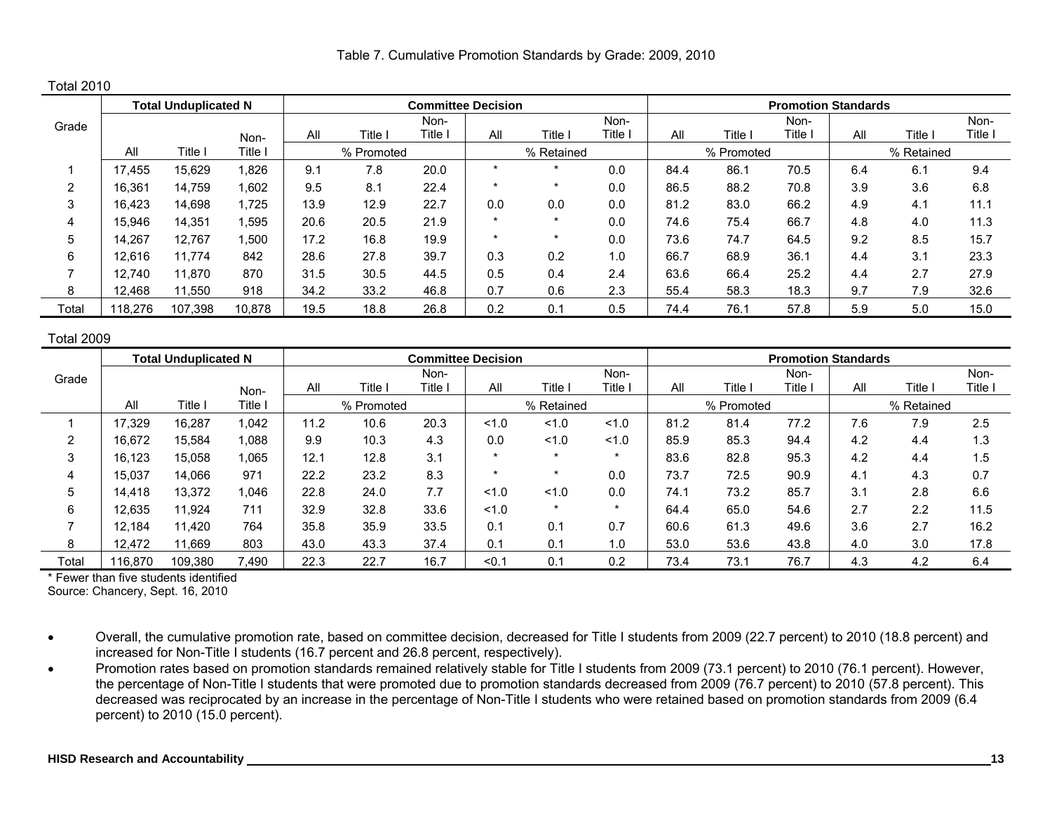Table 7. Cumulative Promotion Standards by Grade: 2009, 2010

Total 2010

| Grade | Total Unduplicated N | | | Committee Decision | | | | | | Promotion Standards | | | | | |
|---|---|---|---|---|---|---|---|---|---|---|---|---|---|---|---|
| | All | Title I | Non-Title I | All | Title I | Non-Title I | All | Title I | Non-Title I | All | Title I | Non-Title I | All | Title I | Non-Title I |
| | | | | % Promoted | | | % Retained | | | % Promoted | | | % Retained | | |
| 1 | 17,455 | 15,629 | 1,826 | 9.1 | 7.8 | 20.0 | * | * | 0.0 | 84.4 | 86.1 | 70.5 | 6.4 | 6.1 | 9.4 |
| 2 | 16,361 | 14,759 | 1,602 | 9.5 | 8.1 | 22.4 | * | * | 0.0 | 86.5 | 88.2 | 70.8 | 3.9 | 3.6 | 6.8 |
| 3 | 16,423 | 14,698 | 1,725 | 13.9 | 12.9 | 22.7 | 0.0 | 0.0 | 0.0 | 81.2 | 83.0 | 66.2 | 4.9 | 4.1 | 11.1 |
| 4 | 15,946 | 14,351 | 1,595 | 20.6 | 20.5 | 21.9 | * | * | 0.0 | 74.6 | 75.4 | 66.7 | 4.8 | 4.0 | 11.3 |
| 5 | 14,267 | 12,767 | 1,500 | 17.2 | 16.8 | 19.9 | * | * | 0.0 | 73.6 | 74.7 | 64.5 | 9.2 | 8.5 | 15.7 |
| 6 | 12,616 | 11,774 | 842 | 28.6 | 27.8 | 39.7 | 0.3 | 0.2 | 1.0 | 66.7 | 68.9 | 36.1 | 4.4 | 3.1 | 23.3 |
| 7 | 12,740 | 11,870 | 870 | 31.5 | 30.5 | 44.5 | 0.5 | 0.4 | 2.4 | 63.6 | 66.4 | 25.2 | 4.4 | 2.7 | 27.9 |
| 8 | 12,468 | 11,550 | 918 | 34.2 | 33.2 | 46.8 | 0.7 | 0.6 | 2.3 | 55.4 | 58.3 | 18.3 | 9.7 | 7.9 | 32.6 |
| Total | 118,276 | 107,398 | 10,878 | 19.5 | 18.8 | 26.8 | 0.2 | 0.1 | 0.5 | 74.4 | 76.1 | 57.8 | 5.9 | 5.0 | 15.0 |

Total 2009

| Grade | Total Unduplicated N | | | Committee Decision | | | | | | Promotion Standards | | | | | |
|---|---|---|---|---|---|---|---|---|---|---|---|---|---|---|---|
| | All | Title I | Non-Title I | All | Title I | Non-Title I | All | Title I | Non-Title I | All | Title I | Non-Title I | All | Title I | Non-Title I |
| | | | | % Promoted | | | % Retained | | | % Promoted | | | % Retained | | |
| 1 | 17,329 | 16,287 | 1,042 | 11.2 | 10.6 | 20.3 | <1.0 | <1.0 | <1.0 | 81.2 | 81.4 | 77.2 | 7.6 | 7.9 | 2.5 |
| 2 | 16,672 | 15,584 | 1,088 | 9.9 | 10.3 | 4.3 | 0.0 | <1.0 | <1.0 | 85.9 | 85.3 | 94.4 | 4.2 | 4.4 | 1.3 |
| 3 | 16,123 | 15,058 | 1,065 | 12.1 | 12.8 | 3.1 | * | * | * | 83.6 | 82.8 | 95.3 | 4.2 | 4.4 | 1.5 |
| 4 | 15,037 | 14,066 | 971 | 22.2 | 23.2 | 8.3 | * | * | 0.0 | 73.7 | 72.5 | 90.9 | 4.1 | 4.3 | 0.7 |
| 5 | 14,418 | 13,372 | 1,046 | 22.8 | 24.0 | 7.7 | <1.0 | <1.0 | 0.0 | 74.1 | 73.2 | 85.7 | 3.1 | 2.8 | 6.6 |
| 6 | 12,635 | 11,924 | 711 | 32.9 | 32.8 | 33.6 | <1.0 | * | * | 64.4 | 65.0 | 54.6 | 2.7 | 2.2 | 11.5 |
| 7 | 12,184 | 11,420 | 764 | 35.8 | 35.9 | 33.5 | 0.1 | 0.1 | 0.7 | 60.6 | 61.3 | 49.6 | 3.6 | 2.7 | 16.2 |
| 8 | 12,472 | 11,669 | 803 | 43.0 | 43.3 | 37.4 | 0.1 | 0.1 | 1.0 | 53.0 | 53.6 | 43.8 | 4.0 | 3.0 | 17.8 |
| Total | 116,870 | 109,380 | 7,490 | 22.3 | 22.7 | 16.7 | <0.1 | 0.1 | 0.2 | 73.4 | 73.1 | 76.7 | 4.3 | 4.2 | 6.4 |

\* Fewer than five students identified
Source: Chancery, Sept. 16, 2010

- Overall, the cumulative promotion rate, based on committee decision, decreased for Title I students from 2009 (22.7 percent) to 2010 (18.8 percent) and increased for Non-Title I students (16.7 percent and 26.8 percent, respectively).
- Promotion rates based on promotion standards remained relatively stable for Title I students from 2009 (73.1 percent) to 2010 (76.1 percent). However, the percentage of Non-Title I students that were promoted due to promotion standards decreased from 2009 (76.7 percent) to 2010 (57.8 percent). This decreased was reciprocated by an increase in the percentage of Non-Title I students who were retained based on promotion standards from 2009 (6.4 percent) to 2010 (15.0 percent).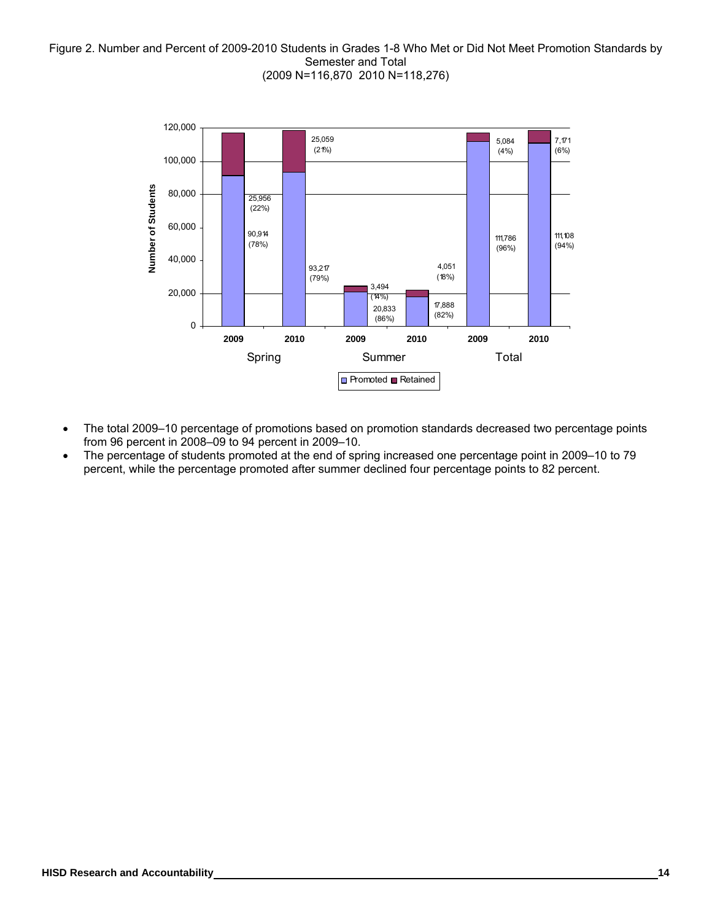Figure 2. Number and Percent of 2009-2010 Students in Grades 1-8 Who Met or Did Not Meet Promotion Standards by Semester and Total
(2009 N=116,870 2010 N=118,276)

| | Spring 2009 | Spring 2010 | Summer 2009 | Summer 2010 | Total 2009 | Total 2010 |
|---|---|---|---|---|---|---|
| Promoted | 90,914 (78%) | 93,217 (79%) | 20,833 (86%) | 17,888 (82%) | 111,786 (96%) | 111,108 (94%) |
| Retained | 25,956 (22%) | 25,059 (21%) | 3,494 (14%) | 4,051 (18%) | 5,084 (4%) | 7,171 (6%) |

- The total 2009–10 percentage of promotions based on promotion standards decreased two percentage points from 96 percent in 2008–09 to 94 percent in 2009–10.
- The percentage of students promoted at the end of spring increased one percentage point in 2009–10 to 79 percent, while the percentage promoted after summer declined four percentage points to 82 percent.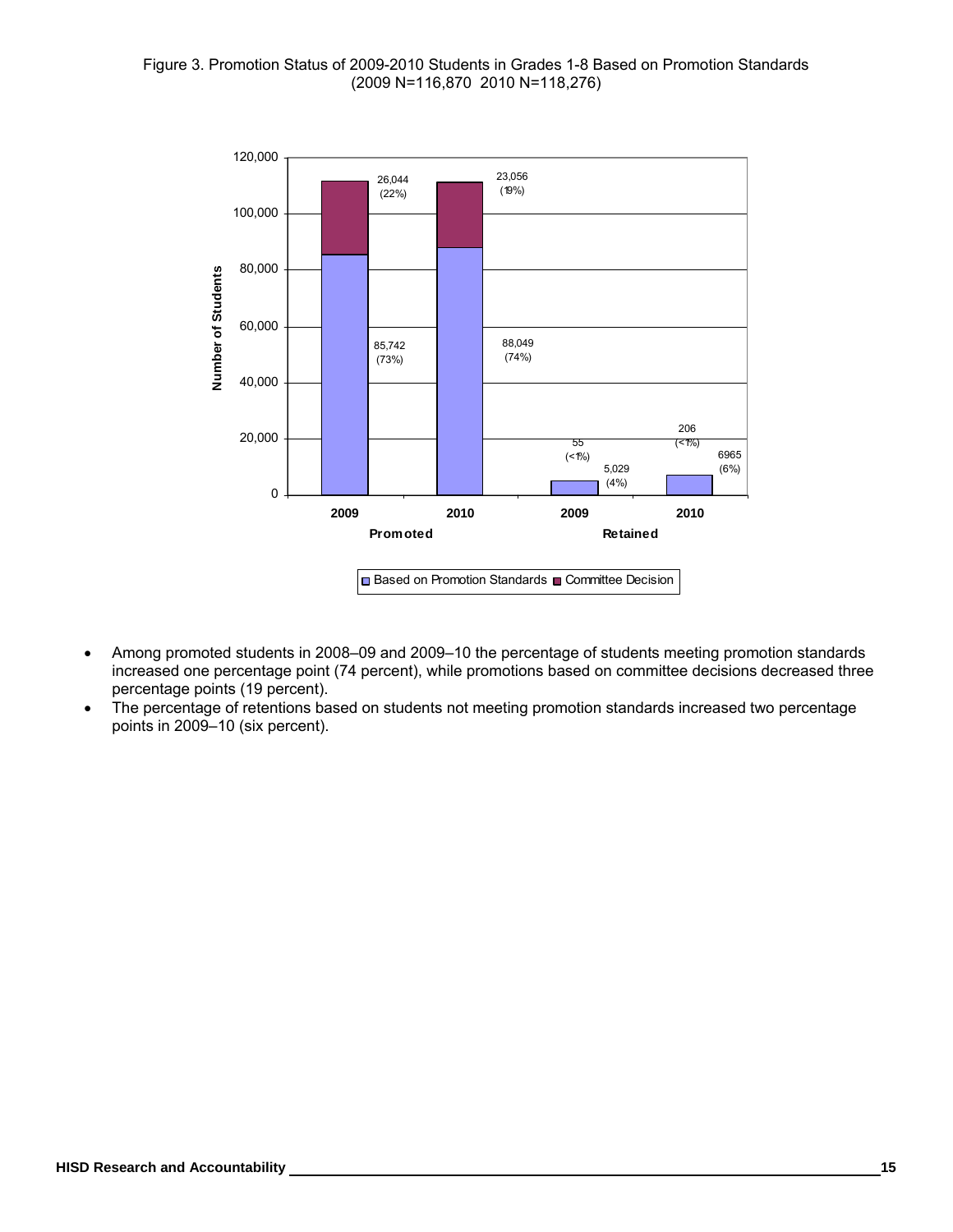Figure 3. Promotion Status of 2009-2010 Students in Grades 1-8 Based on Promotion Standards
(2009 N=116,870 2010 N=118,276)

| | Promoted 2009 | Promoted 2010 | Retained 2009 | Retained 2010 |
|---|---|---|---|---|
| Based on Promotion Standards | 85,742 (73%) | 88,049 (74%) | 5,029 (4%) | 6965 (6%) |
| Committee Decision | 26,044 (22%) | 23,056 (19%) | 55 (<1%) | 206 (<1%) |

- Among promoted students in 2008–09 and 2009–10 the percentage of students meeting promotion standards increased one percentage point (74 percent), while promotions based on committee decisions decreased three percentage points (19 percent).
- The percentage of retentions based on students not meeting promotion standards increased two percentage points in 2009–10 (six percent).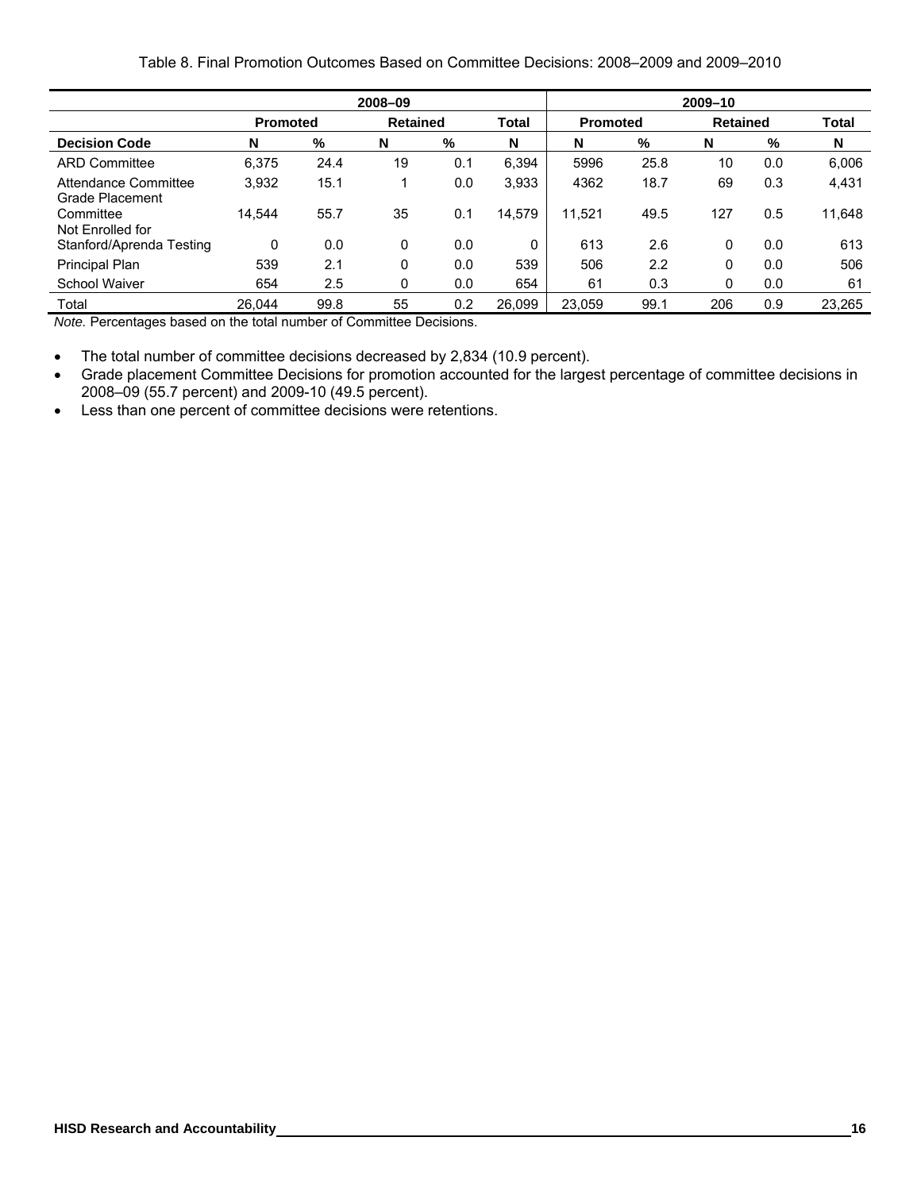Table 8. Final Promotion Outcomes Based on Committee Decisions: 2008–2009 and 2009–2010

| | 2008–09 | | | | | 2009–10 | | | | |
|---|---|---|---|---|---|---|---|---|---|---|
| | Promoted | | Retained | | Total | Promoted | | Retained | | Total |
| **Decision Code** | **N** | **%** | **N** | **%** | **N** | **N** | **%** | **N** | **%** | **N** |
| ARD Committee | 6,375 | 24.4 | 19 | 0.1 | 6,394 | 5996 | 25.8 | 10 | 0.0 | 6,006 |
| Attendance Committee | 3,932 | 15.1 | 1 | 0.0 | 3,933 | 4362 | 18.7 | 69 | 0.3 | 4,431 |
| Grade Placement Committee | 14,544 | 55.7 | 35 | 0.1 | 14,579 | 11,521 | 49.5 | 127 | 0.5 | 11,648 |
| Not Enrolled for Stanford/Aprenda Testing | 0 | 0.0 | 0 | 0.0 | 0 | 613 | 2.6 | 0 | 0.0 | 613 |
| Principal Plan | 539 | 2.1 | 0 | 0.0 | 539 | 506 | 2.2 | 0 | 0.0 | 506 |
| School Waiver | 654 | 2.5 | 0 | 0.0 | 654 | 61 | 0.3 | 0 | 0.0 | 61 |
| Total | 26,044 | 99.8 | 55 | 0.2 | 26,099 | 23,059 | 99.1 | 206 | 0.9 | 23,265 |

*Note.* Percentages based on the total number of Committee Decisions.

- The total number of committee decisions decreased by 2,834 (10.9 percent).
- Grade placement Committee Decisions for promotion accounted for the largest percentage of committee decisions in 2008–09 (55.7 percent) and 2009-10 (49.5 percent).
- Less than one percent of committee decisions were retentions.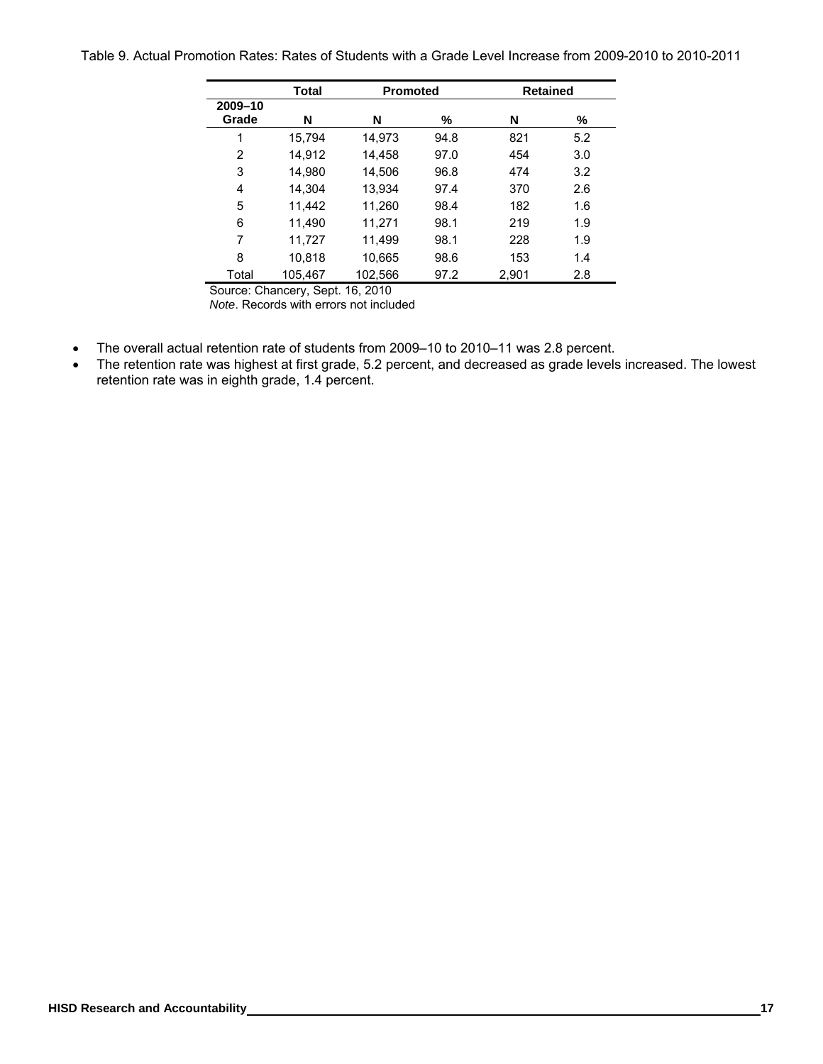Table 9. Actual Promotion Rates: Rates of Students with a Grade Level Increase from 2009-2010 to 2010-2011

| | Total | Promoted | | Retained | |
|---|---|---|---|---|---|
| **2009–10 Grade** | **N** | **N** | **%** | **N** | **%** |
| 1 | 15,794 | 14,973 | 94.8 | 821 | 5.2 |
| 2 | 14,912 | 14,458 | 97.0 | 454 | 3.0 |
| 3 | 14,980 | 14,506 | 96.8 | 474 | 3.2 |
| 4 | 14,304 | 13,934 | 97.4 | 370 | 2.6 |
| 5 | 11,442 | 11,260 | 98.4 | 182 | 1.6 |
| 6 | 11,490 | 11,271 | 98.1 | 219 | 1.9 |
| 7 | 11,727 | 11,499 | 98.1 | 228 | 1.9 |
| 8 | 10,818 | 10,665 | 98.6 | 153 | 1.4 |
| Total | 105,467 | 102,566 | 97.2 | 2,901 | 2.8 |

Source: Chancery, Sept. 16, 2010

*Note*. Records with errors not included

- The overall actual retention rate of students from 2009–10 to 2010–11 was 2.8 percent.
- The retention rate was highest at first grade, 5.2 percent, and decreased as grade levels increased. The lowest retention rate was in eighth grade, 1.4 percent.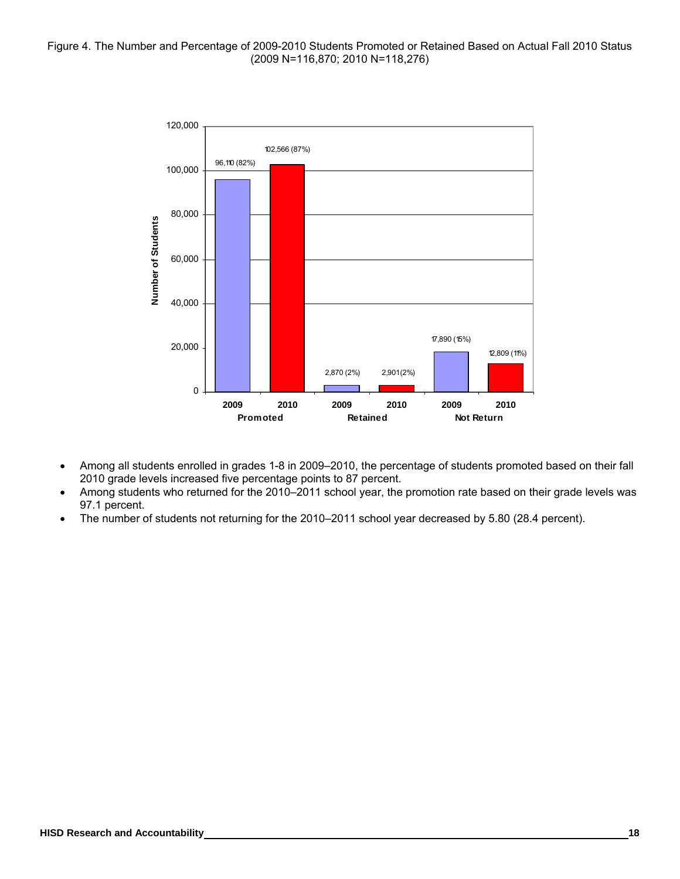Figure 4. The Number and Percentage of 2009-2010 Students Promoted or Retained Based on Actual Fall 2010 Status (2009 N=116,870; 2010 N=118,276)

| | Promoted | | Retained | | Not Return | |
|---|---|---|---|---|---|---|
| | 2009 | 2010 | 2009 | 2010 | 2009 | 2010 |
| Number of Students | 96,110 (82%) | 102,566 (87%) | 2,870 (2%) | 2,901 (2%) | 17,890 (15%) | 12,809 (11%) |

- Among all students enrolled in grades 1-8 in 2009–2010, the percentage of students promoted based on their fall 2010 grade levels increased five percentage points to 87 percent.
- Among students who returned for the 2010–2011 school year, the promotion rate based on their grade levels was 97.1 percent.
- The number of students not returning for the 2010–2011 school year decreased by 5.80 (28.4 percent).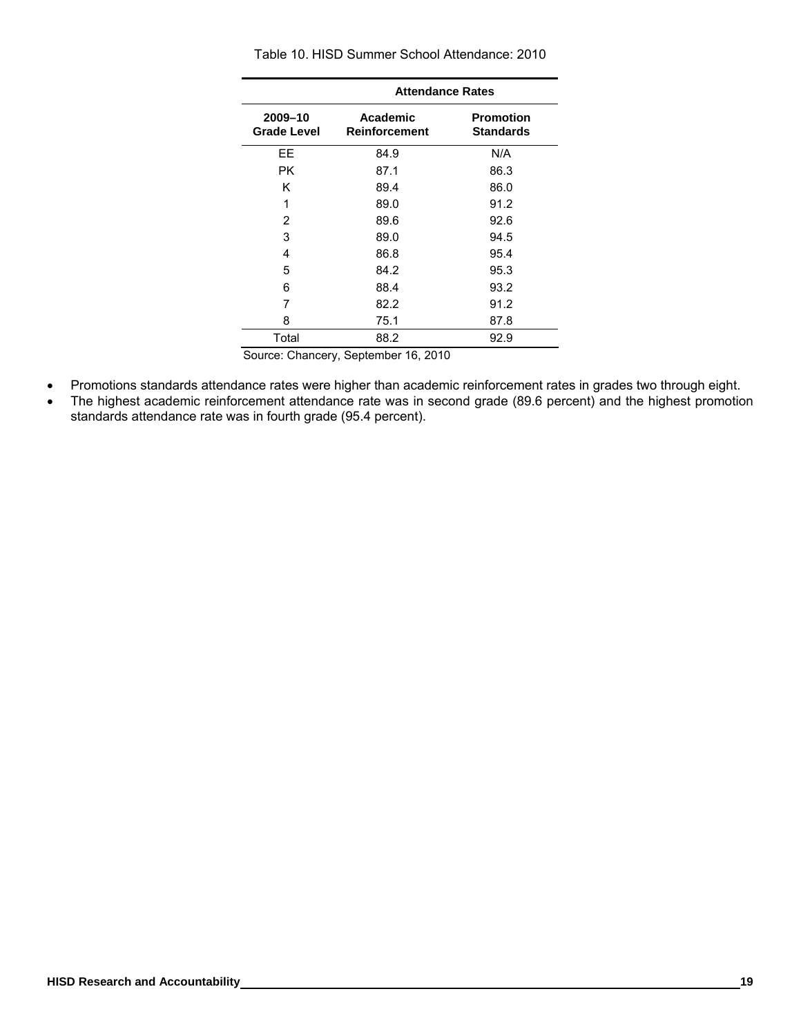Table 10. HISD Summer School Attendance: 2010

| | Attendance Rates | |
|---|---|---|
| 2009–10 Grade Level | Academic Reinforcement | Promotion Standards |
| EE | 84.9 | N/A |
| PK | 87.1 | 86.3 |
| K | 89.4 | 86.0 |
| 1 | 89.0 | 91.2 |
| 2 | 89.6 | 92.6 |
| 3 | 89.0 | 94.5 |
| 4 | 86.8 | 95.4 |
| 5 | 84.2 | 95.3 |
| 6 | 88.4 | 93.2 |
| 7 | 82.2 | 91.2 |
| 8 | 75.1 | 87.8 |
| Total | 88.2 | 92.9 |

Source: Chancery, September 16, 2010

- Promotions standards attendance rates were higher than academic reinforcement rates in grades two through eight.
- The highest academic reinforcement attendance rate was in second grade (89.6 percent) and the highest promotion standards attendance rate was in fourth grade (95.4 percent).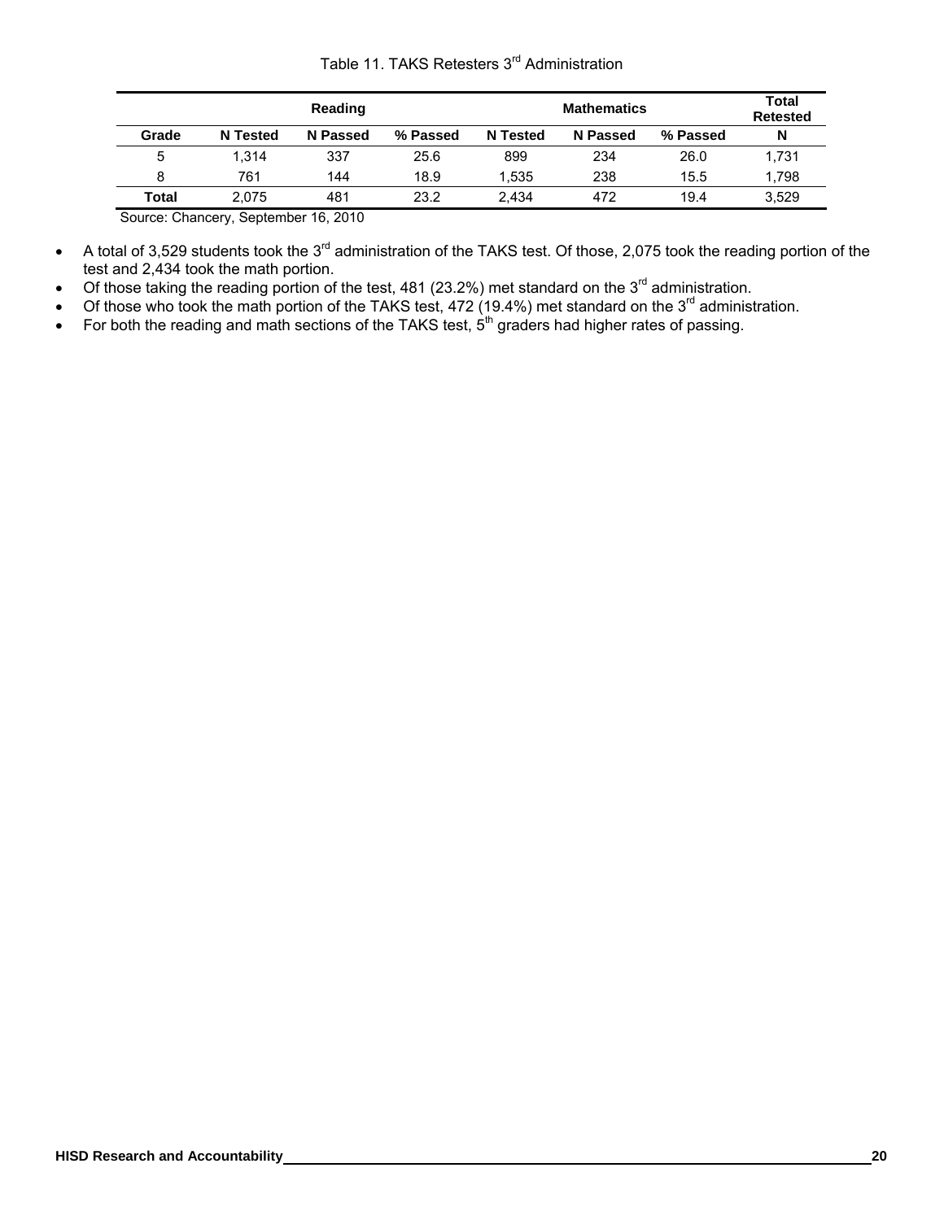Table 11. TAKS Retesters 3rd Administration

| | Reading | | | Mathematics | | | Total Retested |
|---|---|---|---|---|---|---|---|
| Grade | N Tested | N Passed | % Passed | N Tested | N Passed | % Passed | N |
| 5 | 1,314 | 337 | 25.6 | 899 | 234 | 26.0 | 1,731 |
| 8 | 761 | 144 | 18.9 | 1,535 | 238 | 15.5 | 1,798 |
| **Total** | 2,075 | 481 | 23.2 | 2,434 | 472 | 19.4 | 3,529 |

Source: Chancery, September 16, 2010

- A total of 3,529 students took the 3rd administration of the TAKS test. Of those, 2,075 took the reading portion of the test and 2,434 took the math portion.
- Of those taking the reading portion of the test, 481 (23.2%) met standard on the 3rd administration.
- Of those who took the math portion of the TAKS test, 472 (19.4%) met standard on the 3rd administration.
- For both the reading and math sections of the TAKS test, 5th graders had higher rates of passing.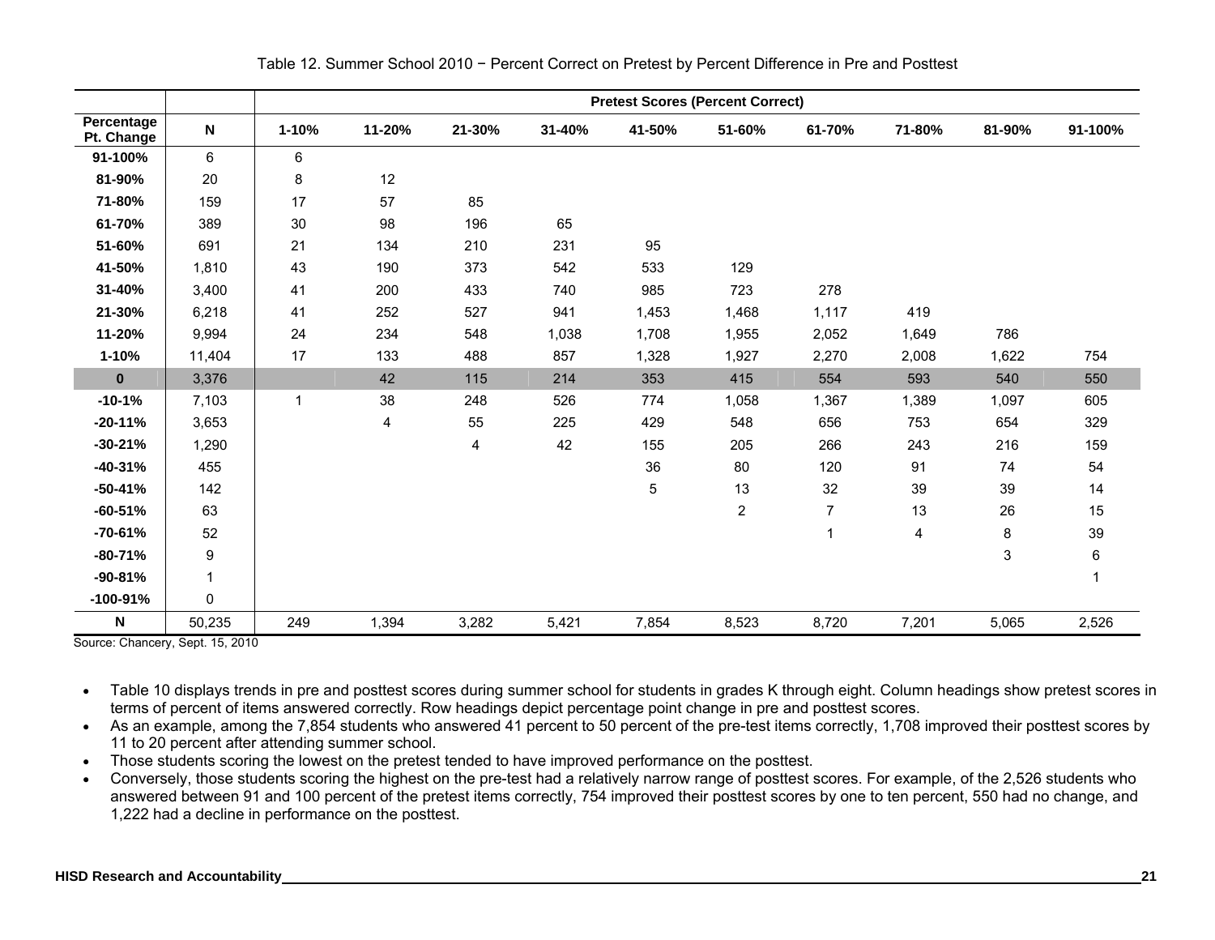Table 12. Summer School 2010 − Percent Correct on Pretest by Percent Difference in Pre and Posttest

| | | Pretest Scores (Percent Correct) | | | | | | | | | |
|---|---|---|---|---|---|---|---|---|---|---|---|
| **Percentage Pt. Change** | **N** | **1-10%** | **11-20%** | **21-30%** | **31-40%** | **41-50%** | **51-60%** | **61-70%** | **71-80%** | **81-90%** | **91-100%** |
| **91-100%** | 6 | 6 | | | | | | | | | |
| **81-90%** | 20 | 8 | 12 | | | | | | | | |
| **71-80%** | 159 | 17 | 57 | 85 | | | | | | | |
| **61-70%** | 389 | 30 | 98 | 196 | 65 | | | | | | |
| **51-60%** | 691 | 21 | 134 | 210 | 231 | 95 | | | | | |
| **41-50%** | 1,810 | 43 | 190 | 373 | 542 | 533 | 129 | | | | |
| **31-40%** | 3,400 | 41 | 200 | 433 | 740 | 985 | 723 | 278 | | | |
| **21-30%** | 6,218 | 41 | 252 | 527 | 941 | 1,453 | 1,468 | 1,117 | 419 | | |
| **11-20%** | 9,994 | 24 | 234 | 548 | 1,038 | 1,708 | 1,955 | 2,052 | 1,649 | 786 | |
| **1-10%** | 11,404 | 17 | 133 | 488 | 857 | 1,328 | 1,927 | 2,270 | 2,008 | 1,622 | 754 |
| **0** | 3,376 | | 42 | 115 | 214 | 353 | 415 | 554 | 593 | 540 | 550 |
| **-10-1%** | 7,103 | 1 | 38 | 248 | 526 | 774 | 1,058 | 1,367 | 1,389 | 1,097 | 605 |
| **-20-11%** | 3,653 | | 4 | 55 | 225 | 429 | 548 | 656 | 753 | 654 | 329 |
| **-30-21%** | 1,290 | | | 4 | 42 | 155 | 205 | 266 | 243 | 216 | 159 |
| **-40-31%** | 455 | | | | | 36 | 80 | 120 | 91 | 74 | 54 |
| **-50-41%** | 142 | | | | | 5 | 13 | 32 | 39 | 39 | 14 |
| **-60-51%** | 63 | | | | | | 2 | 7 | 13 | 26 | 15 |
| **-70-61%** | 52 | | | | | | | 1 | 4 | 8 | 39 |
| **-80-71%** | 9 | | | | | | | | | 3 | 6 |
| **-90-81%** | 1 | | | | | | | | | | 1 |
| **-100-91%** | 0 | | | | | | | | | | |
| **N** | 50,235 | 249 | 1,394 | 3,282 | 5,421 | 7,854 | 8,523 | 8,720 | 7,201 | 5,065 | 2,526 |

Source: Chancery, Sept. 15, 2010

- Table 10 displays trends in pre and posttest scores during summer school for students in grades K through eight. Column headings show pretest scores in terms of percent of items answered correctly. Row headings depict percentage point change in pre and posttest scores.
- As an example, among the 7,854 students who answered 41 percent to 50 percent of the pre-test items correctly, 1,708 improved their posttest scores by 11 to 20 percent after attending summer school.
- Those students scoring the lowest on the pretest tended to have improved performance on the posttest.
- Conversely, those students scoring the highest on the pre-test had a relatively narrow range of posttest scores. For example, of the 2,526 students who answered between 91 and 100 percent of the pretest items correctly, 754 improved their posttest scores by one to ten percent, 550 had no change, and 1,222 had a decline in performance on the posttest.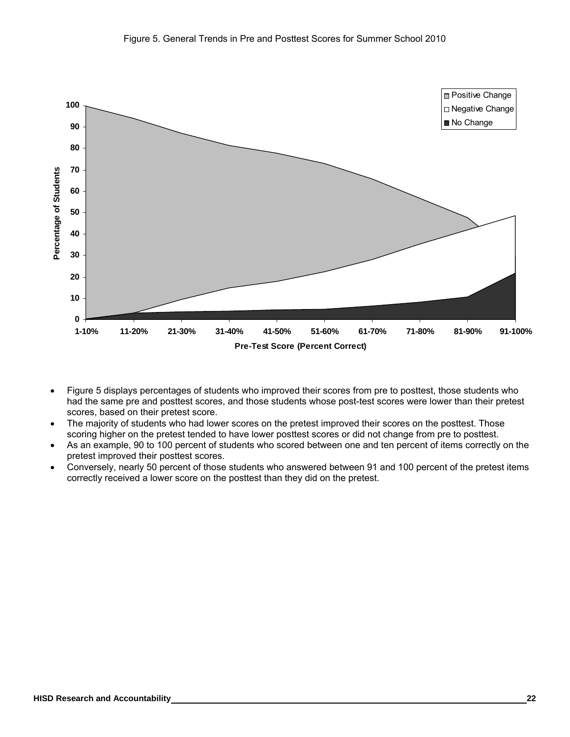Figure 5. General Trends in Pre and Posttest Scores for Summer School 2010

- Figure 5 displays percentages of students who improved their scores from pre to posttest, those students who had the same pre and posttest scores, and those students whose post-test scores were lower than their pretest scores, based on their pretest score.
- The majority of students who had lower scores on the pretest improved their scores on the posttest. Those scoring higher on the pretest tended to have lower posttest scores or did not change from pre to posttest.
- As an example, 90 to 100 percent of students who scored between one and ten percent of items correctly on the pretest improved their posttest scores.
- Conversely, nearly 50 percent of those students who answered between 91 and 100 percent of the pretest items correctly received a lower score on the posttest than they did on the pretest.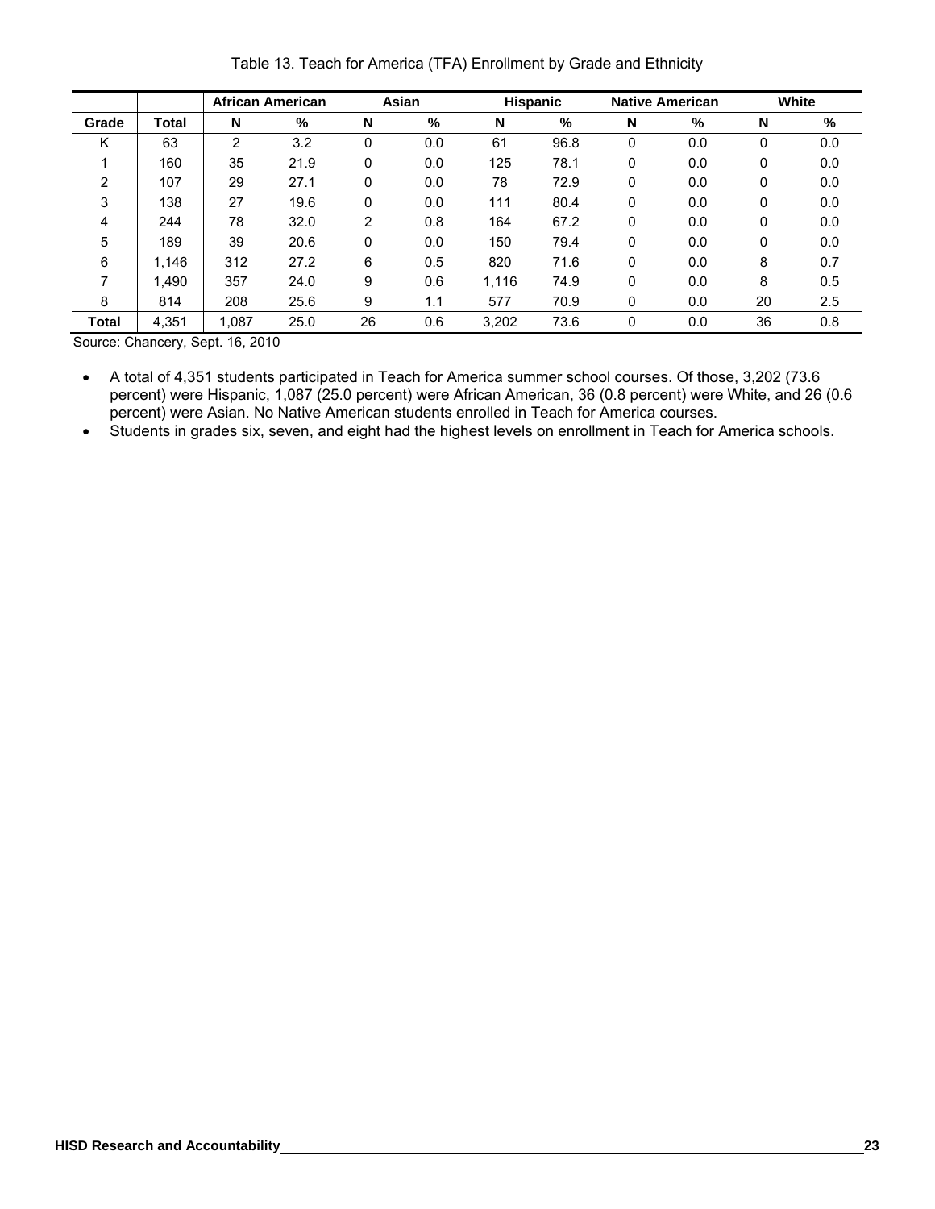Table 13. Teach for America (TFA) Enrollment by Grade and Ethnicity

| | | African American | | Asian | | Hispanic | | Native American | | White | |
|---|---|---|---|---|---|---|---|---|---|---|---|
| **Grade** | **Total** | **N** | **%** | **N** | **%** | **N** | **%** | **N** | **%** | **N** | **%** |
| K | 63 | 2 | 3.2 | 0 | 0.0 | 61 | 96.8 | 0 | 0.0 | 0 | 0.0 |
| 1 | 160 | 35 | 21.9 | 0 | 0.0 | 125 | 78.1 | 0 | 0.0 | 0 | 0.0 |
| 2 | 107 | 29 | 27.1 | 0 | 0.0 | 78 | 72.9 | 0 | 0.0 | 0 | 0.0 |
| 3 | 138 | 27 | 19.6 | 0 | 0.0 | 111 | 80.4 | 0 | 0.0 | 0 | 0.0 |
| 4 | 244 | 78 | 32.0 | 2 | 0.8 | 164 | 67.2 | 0 | 0.0 | 0 | 0.0 |
| 5 | 189 | 39 | 20.6 | 0 | 0.0 | 150 | 79.4 | 0 | 0.0 | 0 | 0.0 |
| 6 | 1,146 | 312 | 27.2 | 6 | 0.5 | 820 | 71.6 | 0 | 0.0 | 8 | 0.7 |
| 7 | 1,490 | 357 | 24.0 | 9 | 0.6 | 1,116 | 74.9 | 0 | 0.0 | 8 | 0.5 |
| 8 | 814 | 208 | 25.6 | 9 | 1.1 | 577 | 70.9 | 0 | 0.0 | 20 | 2.5 |
| **Total** | 4,351 | 1,087 | 25.0 | 26 | 0.6 | 3,202 | 73.6 | 0 | 0.0 | 36 | 0.8 |

Source: Chancery, Sept. 16, 2010

- A total of 4,351 students participated in Teach for America summer school courses. Of those, 3,202 (73.6 percent) were Hispanic, 1,087 (25.0 percent) were African American, 36 (0.8 percent) were White, and 26 (0.6 percent) were Asian. No Native American students enrolled in Teach for America courses.
- Students in grades six, seven, and eight had the highest levels on enrollment in Teach for America schools.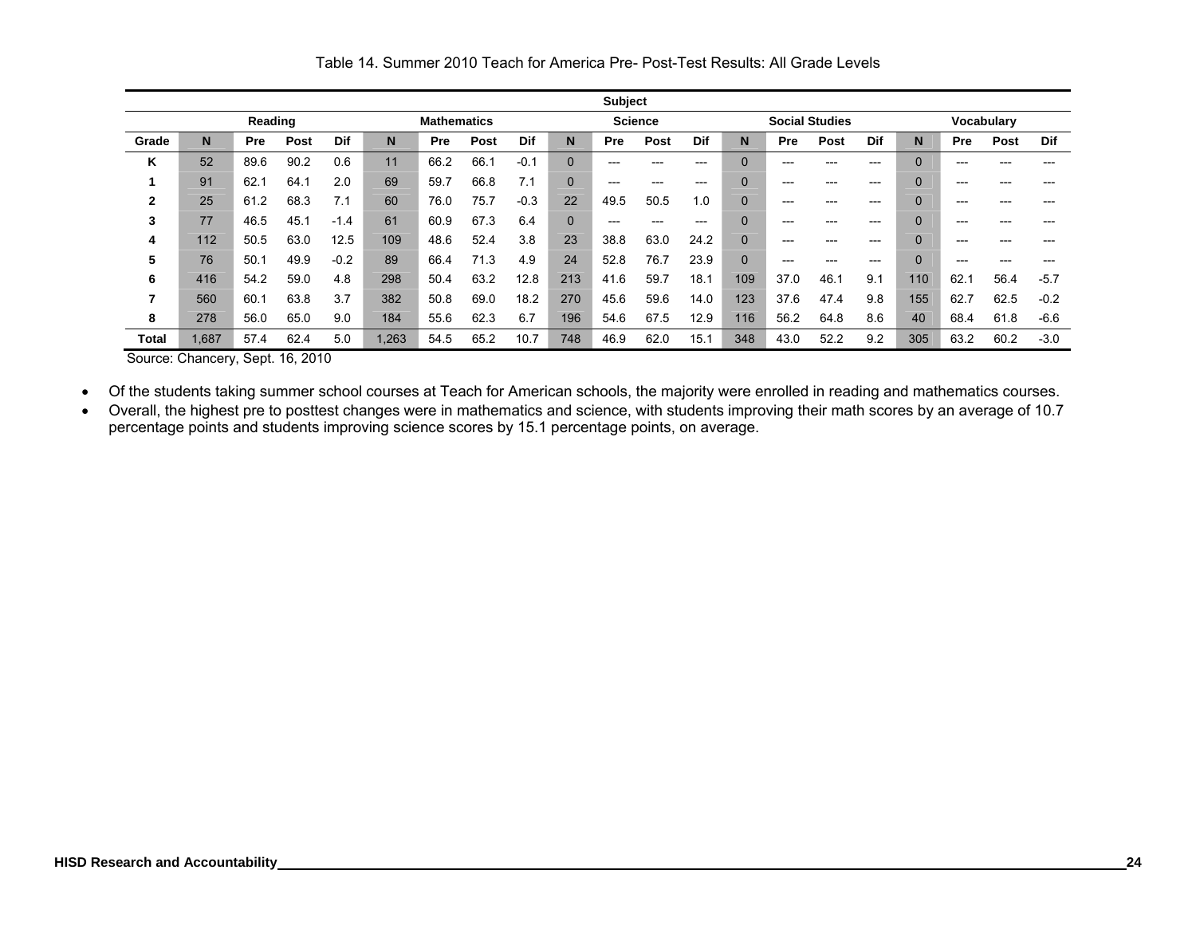Table 14. Summer 2010 Teach for America Pre- Post-Test Results: All Grade Levels

| | Subject | | | | | | | | | | | | | | | | | | | |
|---|---|---|---|---|---|---|---|---|---|---|---|---|---|---|---|---|---|---|---|---|
| | Reading | | | | Mathematics | | | | Science | | | | Social Studies | | | | Vocabulary | | | |
| Grade | N | Pre | Post | Dif | N | Pre | Post | Dif | N | Pre | Post | Dif | N | Pre | Post | Dif | N | Pre | Post | Dif |
| K | 52 | 89.6 | 90.2 | 0.6 | 11 | 66.2 | 66.1 | -0.1 | 0 | --- | --- | --- | 0 | --- | --- | --- | 0 | --- | --- | --- |
| 1 | 91 | 62.1 | 64.1 | 2.0 | 69 | 59.7 | 66.8 | 7.1 | 0 | --- | --- | --- | 0 | --- | --- | --- | 0 | --- | --- | --- |
| 2 | 25 | 61.2 | 68.3 | 7.1 | 60 | 76.0 | 75.7 | -0.3 | 22 | 49.5 | 50.5 | 1.0 | 0 | --- | --- | --- | 0 | --- | --- | --- |
| 3 | 77 | 46.5 | 45.1 | -1.4 | 61 | 60.9 | 67.3 | 6.4 | 0 | --- | --- | --- | 0 | --- | --- | --- | 0 | --- | --- | --- |
| 4 | 112 | 50.5 | 63.0 | 12.5 | 109 | 48.6 | 52.4 | 3.8 | 23 | 38.8 | 63.0 | 24.2 | 0 | --- | --- | --- | 0 | --- | --- | --- |
| 5 | 76 | 50.1 | 49.9 | -0.2 | 89 | 66.4 | 71.3 | 4.9 | 24 | 52.8 | 76.7 | 23.9 | 0 | --- | --- | --- | 0 | --- | --- | --- |
| 6 | 416 | 54.2 | 59.0 | 4.8 | 298 | 50.4 | 63.2 | 12.8 | 213 | 41.6 | 59.7 | 18.1 | 109 | 37.0 | 46.1 | 9.1 | 110 | 62.1 | 56.4 | -5.7 |
| 7 | 560 | 60.1 | 63.8 | 3.7 | 382 | 50.8 | 69.0 | 18.2 | 270 | 45.6 | 59.6 | 14.0 | 123 | 37.6 | 47.4 | 9.8 | 155 | 62.7 | 62.5 | -0.2 |
| 8 | 278 | 56.0 | 65.0 | 9.0 | 184 | 55.6 | 62.3 | 6.7 | 196 | 54.6 | 67.5 | 12.9 | 116 | 56.2 | 64.8 | 8.6 | 40 | 68.4 | 61.8 | -6.6 |
| Total | 1,687 | 57.4 | 62.4 | 5.0 | 1,263 | 54.5 | 65.2 | 10.7 | 748 | 46.9 | 62.0 | 15.1 | 348 | 43.0 | 52.2 | 9.2 | 305 | 63.2 | 60.2 | -3.0 |

Source: Chancery, Sept. 16, 2010

- Of the students taking summer school courses at Teach for American schools, the majority were enrolled in reading and mathematics courses.
- Overall, the highest pre to posttest changes were in mathematics and science, with students improving their math scores by an average of 10.7 percentage points and students improving science scores by 15.1 percentage points, on average.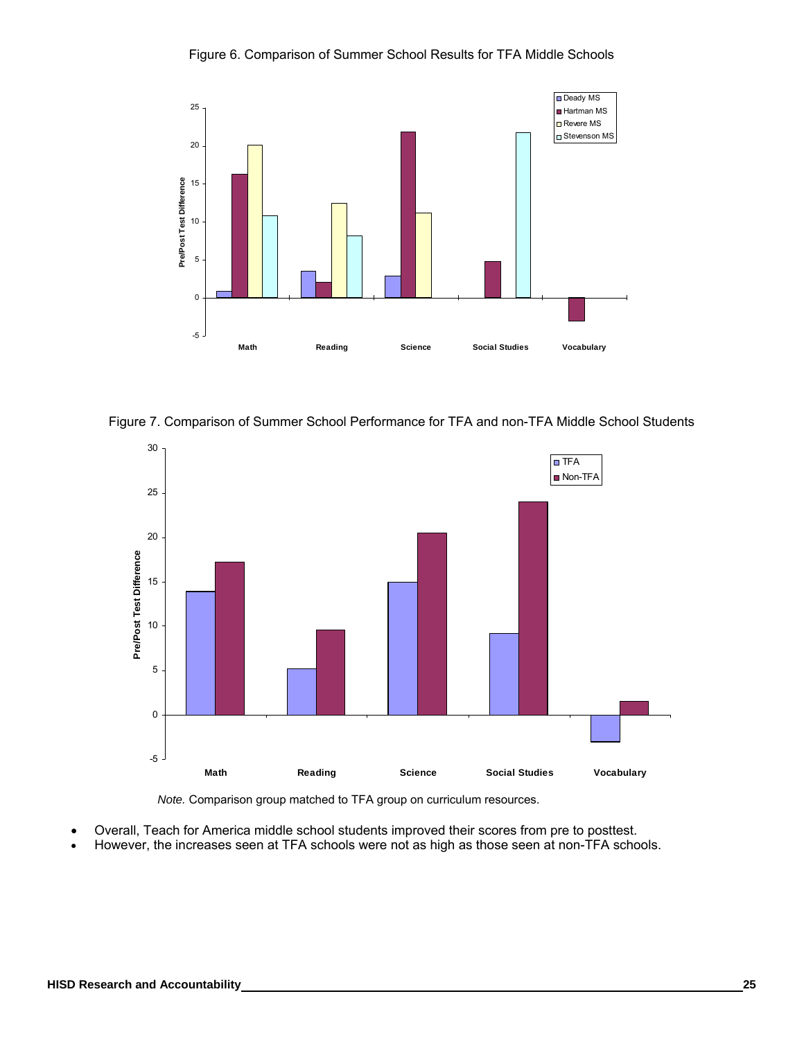Figure 6. Comparison of Summer School Results for TFA Middle Schools

Figure 7. Comparison of Summer School Performance for TFA and non-TFA Middle School Students

*Note.* Comparison group matched to TFA group on curriculum resources.

- Overall, Teach for America middle school students improved their scores from pre to posttest.
- However, the increases seen at TFA schools were not as high as those seen at non-TFA schools.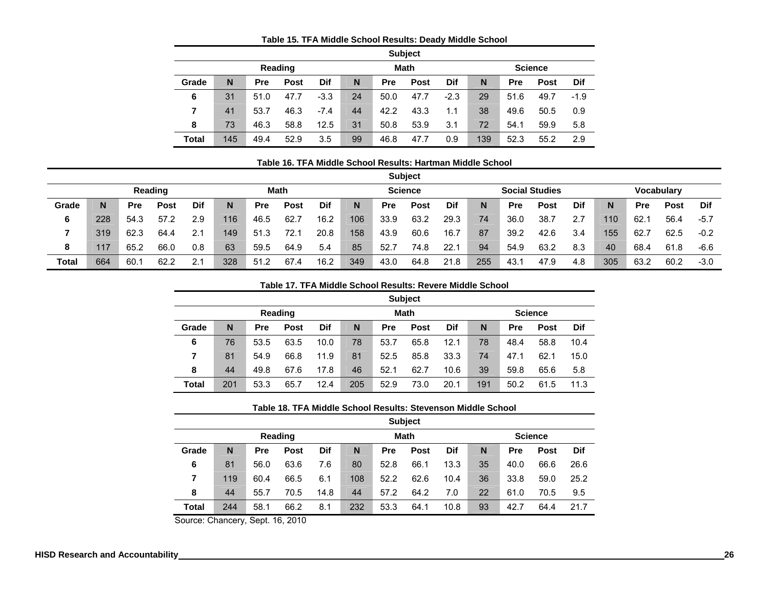**Table 15. TFA Middle School Results: Deady Middle School**

| | Subject | | | | | | | | | | | |
|---|---|---|---|---|---|---|---|---|---|---|---|---|
| | Reading | | | | Math | | | | Science | | | |
| Grade | N | Pre | Post | Dif | N | Pre | Post | Dif | N | Pre | Post | Dif |
| 6 | 31 | 51.0 | 47.7 | -3.3 | 24 | 50.0 | 47.7 | -2.3 | 29 | 51.6 | 49.7 | -1.9 |
| 7 | 41 | 53.7 | 46.3 | -7.4 | 44 | 42.2 | 43.3 | 1.1 | 38 | 49.6 | 50.5 | 0.9 |
| 8 | 73 | 46.3 | 58.8 | 12.5 | 31 | 50.8 | 53.9 | 3.1 | 72 | 54.1 | 59.9 | 5.8 |
| Total | 145 | 49.4 | 52.9 | 3.5 | 99 | 46.8 | 47.7 | 0.9 | 139 | 52.3 | 55.2 | 2.9 |

**Table 16. TFA Middle School Results: Hartman Middle School**

| | Subject | | | | | | | | | | | | | | | | | | | |
|---|---|---|---|---|---|---|---|---|---|---|---|---|---|---|---|---|---|---|---|---|
| | Reading | | | | Math | | | | Science | | | | Social Studies | | | | Vocabulary | | | |
| Grade | N | Pre | Post | Dif | N | Pre | Post | Dif | N | Pre | Post | Dif | N | Pre | Post | Dif | N | Pre | Post | Dif |
| 6 | 228 | 54.3 | 57.2 | 2.9 | 116 | 46.5 | 62.7 | 16.2 | 106 | 33.9 | 63.2 | 29.3 | 74 | 36.0 | 38.7 | 2.7 | 110 | 62.1 | 56.4 | -5.7 |
| 7 | 319 | 62.3 | 64.4 | 2.1 | 149 | 51.3 | 72.1 | 20.8 | 158 | 43.9 | 60.6 | 16.7 | 87 | 39.2 | 42.6 | 3.4 | 155 | 62.7 | 62.5 | -0.2 |
| 8 | 117 | 65.2 | 66.0 | 0.8 | 63 | 59.5 | 64.9 | 5.4 | 85 | 52.7 | 74.8 | 22.1 | 94 | 54.9 | 63.2 | 8.3 | 40 | 68.4 | 61.8 | -6.6 |
| Total | 664 | 60.1 | 62.2 | 2.1 | 328 | 51.2 | 67.4 | 16.2 | 349 | 43.0 | 64.8 | 21.8 | 255 | 43.1 | 47.9 | 4.8 | 305 | 63.2 | 60.2 | -3.0 |

**Table 17. TFA Middle School Results: Revere Middle School**

| | Subject | | | | | | | | | | | |
|---|---|---|---|---|---|---|---|---|---|---|---|---|
| | Reading | | | | Math | | | | Science | | | |
| Grade | N | Pre | Post | Dif | N | Pre | Post | Dif | N | Pre | Post | Dif |
| 6 | 76 | 53.5 | 63.5 | 10.0 | 78 | 53.7 | 65.8 | 12.1 | 78 | 48.4 | 58.8 | 10.4 |
| 7 | 81 | 54.9 | 66.8 | 11.9 | 81 | 52.5 | 85.8 | 33.3 | 74 | 47.1 | 62.1 | 15.0 |
| 8 | 44 | 49.8 | 67.6 | 17.8 | 46 | 52.1 | 62.7 | 10.6 | 39 | 59.8 | 65.6 | 5.8 |
| Total | 201 | 53.3 | 65.7 | 12.4 | 205 | 52.9 | 73.0 | 20.1 | 191 | 50.2 | 61.5 | 11.3 |

**Table 18. TFA Middle School Results: Stevenson Middle School**

| | Subject | | | | | | | | | | | |
|---|---|---|---|---|---|---|---|---|---|---|---|---|
| | Reading | | | | Math | | | | Science | | | |
| Grade | N | Pre | Post | Dif | N | Pre | Post | Dif | N | Pre | Post | Dif |
| 6 | 81 | 56.0 | 63.6 | 7.6 | 80 | 52.8 | 66.1 | 13.3 | 35 | 40.0 | 66.6 | 26.6 |
| 7 | 119 | 60.4 | 66.5 | 6.1 | 108 | 52.2 | 62.6 | 10.4 | 36 | 33.8 | 59.0 | 25.2 |
| 8 | 44 | 55.7 | 70.5 | 14.8 | 44 | 57.2 | 64.2 | 7.0 | 22 | 61.0 | 70.5 | 9.5 |
| Total | 244 | 58.1 | 66.2 | 8.1 | 232 | 53.3 | 64.1 | 10.8 | 93 | 42.7 | 64.4 | 21.7 |

Source: Chancery, Sept. 16, 2010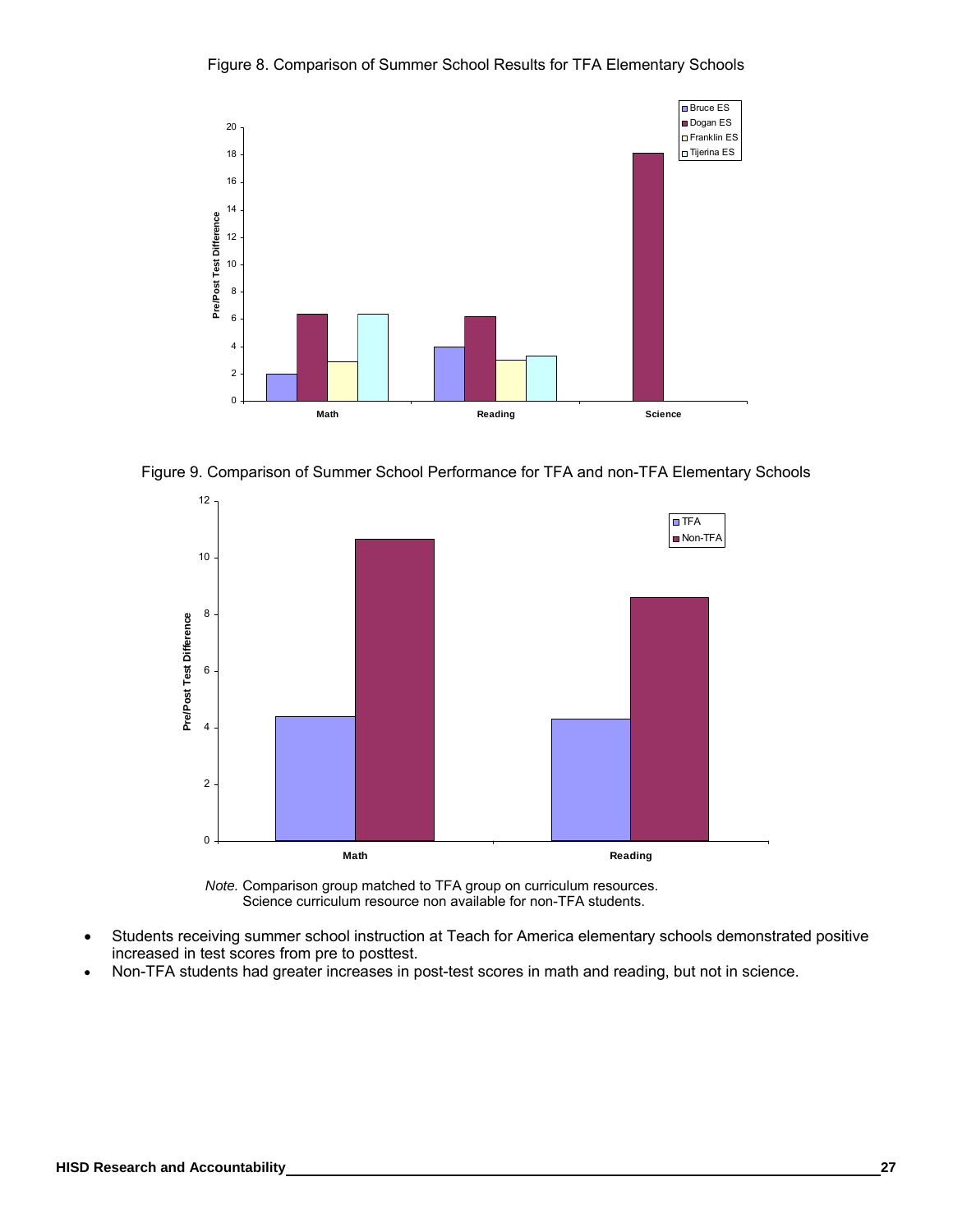Figure 8. Comparison of Summer School Results for TFA Elementary Schools

Figure 9. Comparison of Summer School Performance for TFA and non-TFA Elementary Schools

*Note.* Comparison group matched to TFA group on curriculum resources.
Science curriculum resource non available for non-TFA students.

- Students receiving summer school instruction at Teach for America elementary schools demonstrated positive increased in test scores from pre to posttest.
- Non-TFA students had greater increases in post-test scores in math and reading, but not in science.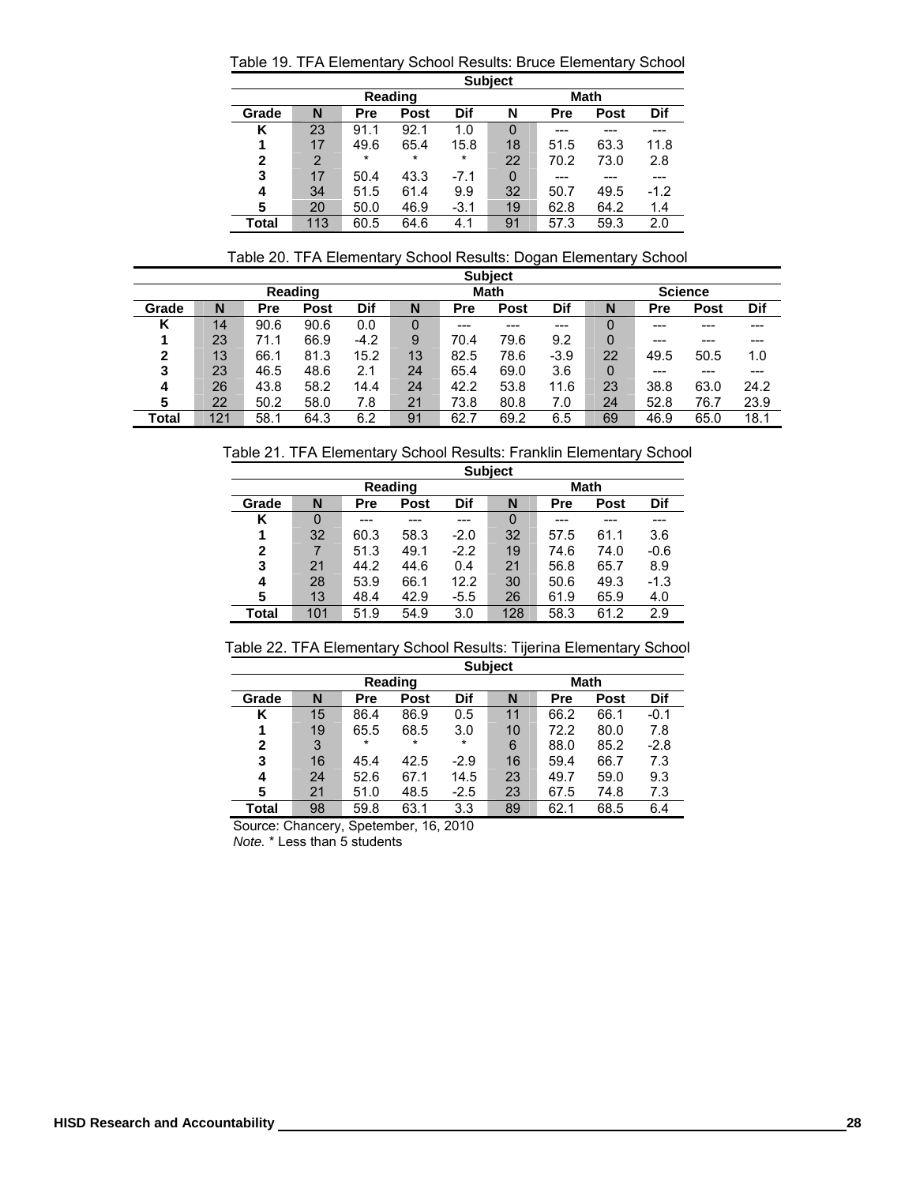Table 19. TFA Elementary School Results: Bruce Elementary School

| | Subject | | | | | | | |
|---|---|---|---|---|---|---|---|---|
| | Reading | | | | Math | | | |
| Grade | N | Pre | Post | Dif | N | Pre | Post | Dif |
| K | 23 | 91.1 | 92.1 | 1.0 | 0 | --- | --- | --- |
| 1 | 17 | 49.6 | 65.4 | 15.8 | 18 | 51.5 | 63.3 | 11.8 |
| 2 | 2 | * | * | * | 22 | 70.2 | 73.0 | 2.8 |
| 3 | 17 | 50.4 | 43.3 | -7.1 | 0 | --- | --- | --- |
| 4 | 34 | 51.5 | 61.4 | 9.9 | 32 | 50.7 | 49.5 | -1.2 |
| 5 | 20 | 50.0 | 46.9 | -3.1 | 19 | 62.8 | 64.2 | 1.4 |
| Total | 113 | 60.5 | 64.6 | 4.1 | 91 | 57.3 | 59.3 | 2.0 |

Table 20. TFA Elementary School Results: Dogan Elementary School

| | Subject | | | | | | | | | | | |
|---|---|---|---|---|---|---|---|---|---|---|---|---|
| | Reading | | | | Math | | | | Science | | | |
| Grade | N | Pre | Post | Dif | N | Pre | Post | Dif | N | Pre | Post | Dif |
| K | 14 | 90.6 | 90.6 | 0.0 | 0 | --- | --- | --- | 0 | --- | --- | --- |
| 1 | 23 | 71.1 | 66.9 | -4.2 | 9 | 70.4 | 79.6 | 9.2 | 0 | --- | --- | --- |
| 2 | 13 | 66.1 | 81.3 | 15.2 | 13 | 82.5 | 78.6 | -3.9 | 22 | 49.5 | 50.5 | 1.0 |
| 3 | 23 | 46.5 | 48.6 | 2.1 | 24 | 65.4 | 69.0 | 3.6 | 0 | --- | --- | --- |
| 4 | 26 | 43.8 | 58.2 | 14.4 | 24 | 42.2 | 53.8 | 11.6 | 23 | 38.8 | 63.0 | 24.2 |
| 5 | 22 | 50.2 | 58.0 | 7.8 | 21 | 73.8 | 80.8 | 7.0 | 24 | 52.8 | 76.7 | 23.9 |
| Total | 121 | 58.1 | 64.3 | 6.2 | 91 | 62.7 | 69.2 | 6.5 | 69 | 46.9 | 65.0 | 18.1 |

Table 21. TFA Elementary School Results: Franklin Elementary School

| | Subject | | | | | | | |
|---|---|---|---|---|---|---|---|---|
| | Reading | | | | Math | | | |
| Grade | N | Pre | Post | Dif | N | Pre | Post | Dif |
| K | 0 | --- | --- | --- | 0 | --- | --- | --- |
| 1 | 32 | 60.3 | 58.3 | -2.0 | 32 | 57.5 | 61.1 | 3.6 |
| 2 | 7 | 51.3 | 49.1 | -2.2 | 19 | 74.6 | 74.0 | -0.6 |
| 3 | 21 | 44.2 | 44.6 | 0.4 | 21 | 56.8 | 65.7 | 8.9 |
| 4 | 28 | 53.9 | 66.1 | 12.2 | 30 | 50.6 | 49.3 | -1.3 |
| 5 | 13 | 48.4 | 42.9 | -5.5 | 26 | 61.9 | 65.9 | 4.0 |
| Total | 101 | 51.9 | 54.9 | 3.0 | 128 | 58.3 | 61.2 | 2.9 |

Table 22. TFA Elementary School Results: Tijerina Elementary School

| | Subject | | | | | | | |
|---|---|---|---|---|---|---|---|---|
| | Reading | | | | Math | | | |
| Grade | N | Pre | Post | Dif | N | Pre | Post | Dif |
| K | 15 | 86.4 | 86.9 | 0.5 | 11 | 66.2 | 66.1 | -0.1 |
| 1 | 19 | 65.5 | 68.5 | 3.0 | 10 | 72.2 | 80.0 | 7.8 |
| 2 | 3 | * | * | * | 6 | 88.0 | 85.2 | -2.8 |
| 3 | 16 | 45.4 | 42.5 | -2.9 | 16 | 59.4 | 66.7 | 7.3 |
| 4 | 24 | 52.6 | 67.1 | 14.5 | 23 | 49.7 | 59.0 | 9.3 |
| 5 | 21 | 51.0 | 48.5 | -2.5 | 23 | 67.5 | 74.8 | 7.3 |
| Total | 98 | 59.8 | 63.1 | 3.3 | 89 | 62.1 | 68.5 | 6.4 |

Source: Chancery, Spetember, 16, 2010

*Note.* * Less than 5 students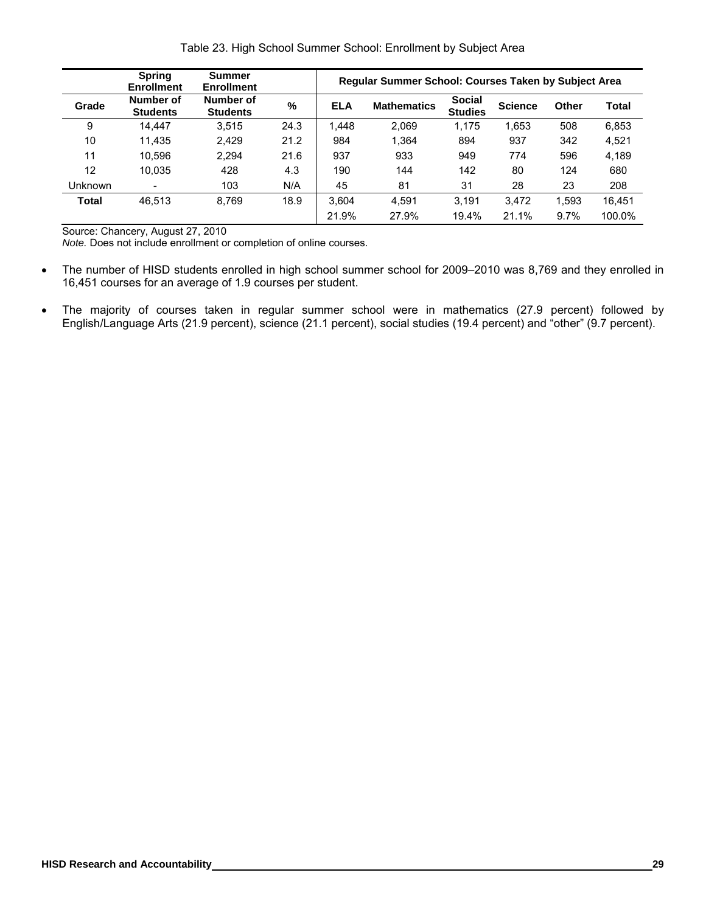Table 23. High School Summer School: Enrollment by Subject Area

| | Spring Enrollment | Summer Enrollment | | Regular Summer School: Courses Taken by Subject Area | | | | | |
|---|---|---|---|---|---|---|---|---|---|
| **Grade** | **Number of Students** | **Number of Students** | **%** | **ELA** | **Mathematics** | **Social Studies** | **Science** | **Other** | **Total** |
| 9 | 14,447 | 3,515 | 24.3 | 1,448 | 2,069 | 1,175 | 1,653 | 508 | 6,853 |
| 10 | 11,435 | 2,429 | 21.2 | 984 | 1,364 | 894 | 937 | 342 | 4,521 |
| 11 | 10,596 | 2,294 | 21.6 | 937 | 933 | 949 | 774 | 596 | 4,189 |
| 12 | 10,035 | 428 | 4.3 | 190 | 144 | 142 | 80 | 124 | 680 |
| Unknown | - | 103 | N/A | 45 | 81 | 31 | 28 | 23 | 208 |
| **Total** | 46,513 | 8,769 | 18.9 | 3,604 | 4,591 | 3,191 | 3,472 | 1,593 | 16,451 |
| | | | | 21.9% | 27.9% | 19.4% | 21.1% | 9.7% | 100.0% |

Source: Chancery, August 27, 2010

*Note.* Does not include enrollment or completion of online courses.

- The number of HISD students enrolled in high school summer school for 2009–2010 was 8,769 and they enrolled in 16,451 courses for an average of 1.9 courses per student.
- The majority of courses taken in regular summer school were in mathematics (27.9 percent) followed by English/Language Arts (21.9 percent), science (21.1 percent), social studies (19.4 percent) and "other" (9.7 percent).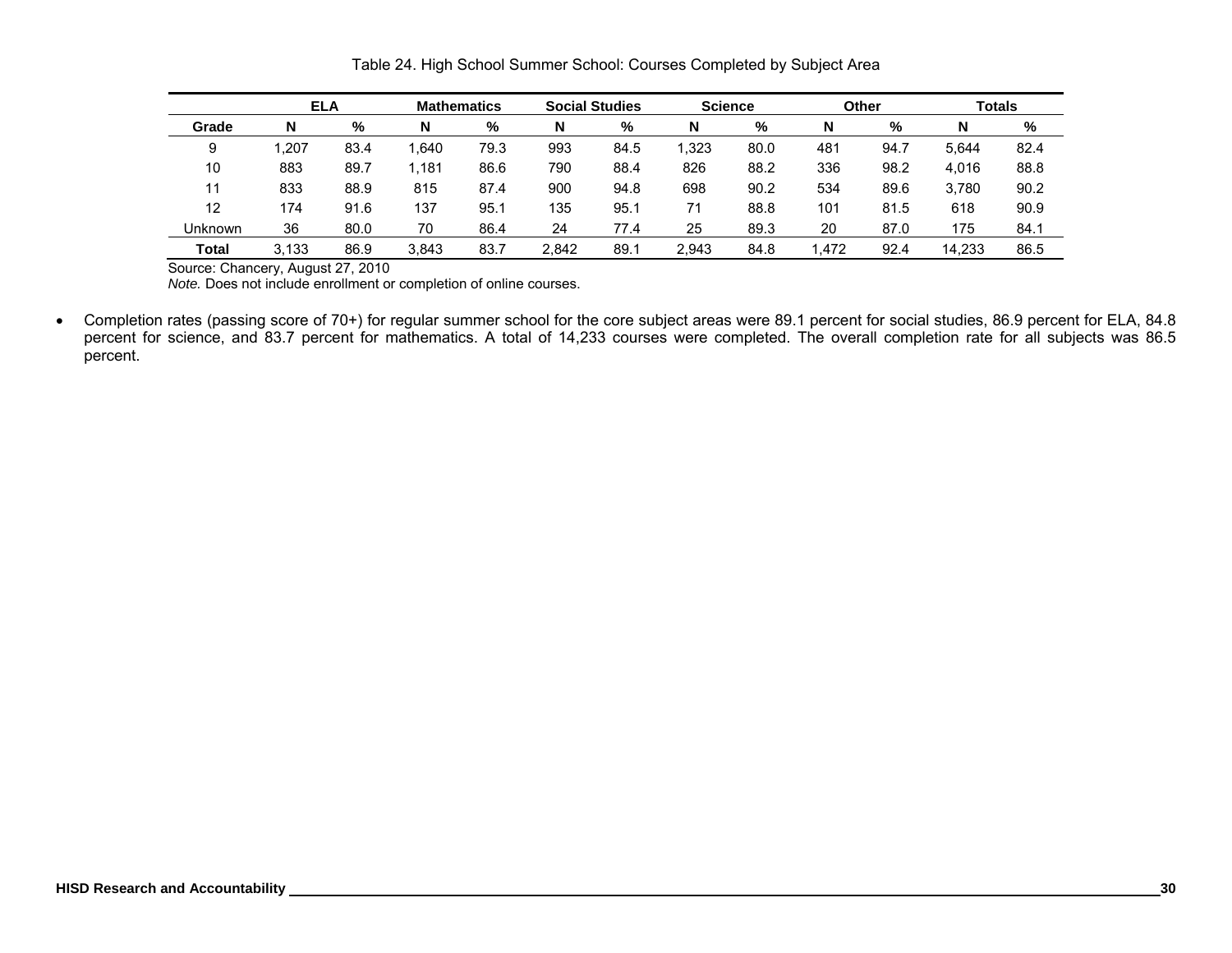Table 24. High School Summer School: Courses Completed by Subject Area

| | ELA | | Mathematics | | Social Studies | | Science | | Other | | Totals | |
|---|---|---|---|---|---|---|---|---|---|---|---|---|
| **Grade** | **N** | **%** | **N** | **%** | **N** | **%** | **N** | **%** | **N** | **%** | **N** | **%** |
| 9 | 1,207 | 83.4 | 1,640 | 79.3 | 993 | 84.5 | 1,323 | 80.0 | 481 | 94.7 | 5,644 | 82.4 |
| 10 | 883 | 89.7 | 1,181 | 86.6 | 790 | 88.4 | 826 | 88.2 | 336 | 98.2 | 4,016 | 88.8 |
| 11 | 833 | 88.9 | 815 | 87.4 | 900 | 94.8 | 698 | 90.2 | 534 | 89.6 | 3,780 | 90.2 |
| 12 | 174 | 91.6 | 137 | 95.1 | 135 | 95.1 | 71 | 88.8 | 101 | 81.5 | 618 | 90.9 |
| Unknown | 36 | 80.0 | 70 | 86.4 | 24 | 77.4 | 25 | 89.3 | 20 | 87.0 | 175 | 84.1 |
| **Total** | 3,133 | 86.9 | 3,843 | 83.7 | 2,842 | 89.1 | 2,943 | 84.8 | 1,472 | 92.4 | 14,233 | 86.5 |

Source: Chancery, August 27, 2010

*Note.* Does not include enrollment or completion of online courses.

- Completion rates (passing score of 70+) for regular summer school for the core subject areas were 89.1 percent for social studies, 86.9 percent for ELA, 84.8 percent for science, and 83.7 percent for mathematics. A total of 14,233 courses were completed. The overall completion rate for all subjects was 86.5 percent.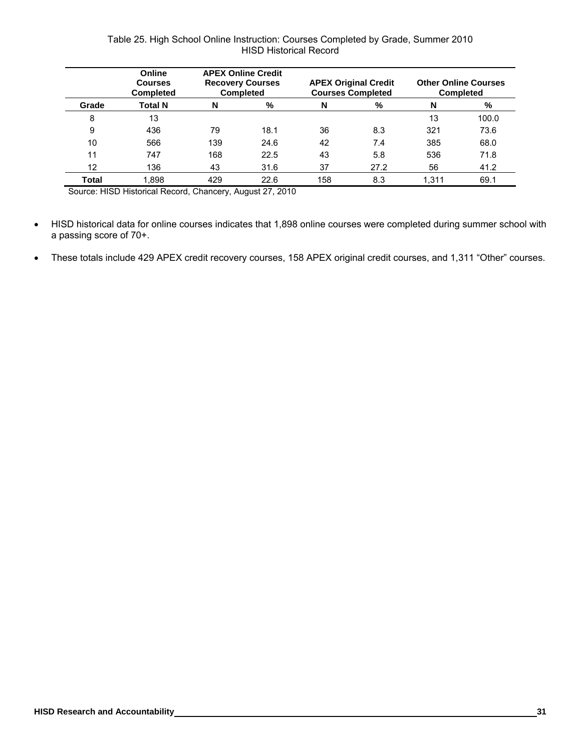Table 25. High School Online Instruction: Courses Completed by Grade, Summer 2010
HISD Historical Record

| | Online Courses Completed | APEX Online Credit Recovery Courses Completed | | APEX Original Credit Courses Completed | | Other Online Courses Completed | |
|---|---|---|---|---|---|---|---|
| **Grade** | **Total N** | **N** | **%** | **N** | **%** | **N** | **%** |
| 8 | 13 | | | | | 13 | 100.0 |
| 9 | 436 | 79 | 18.1 | 36 | 8.3 | 321 | 73.6 |
| 10 | 566 | 139 | 24.6 | 42 | 7.4 | 385 | 68.0 |
| 11 | 747 | 168 | 22.5 | 43 | 5.8 | 536 | 71.8 |
| 12 | 136 | 43 | 31.6 | 37 | 27.2 | 56 | 41.2 |
| **Total** | 1,898 | 429 | 22.6 | 158 | 8.3 | 1,311 | 69.1 |

Source: HISD Historical Record, Chancery, August 27, 2010

- HISD historical data for online courses indicates that 1,898 online courses were completed during summer school with a passing score of 70+.
- These totals include 429 APEX credit recovery courses, 158 APEX original credit courses, and 1,311 “Other” courses.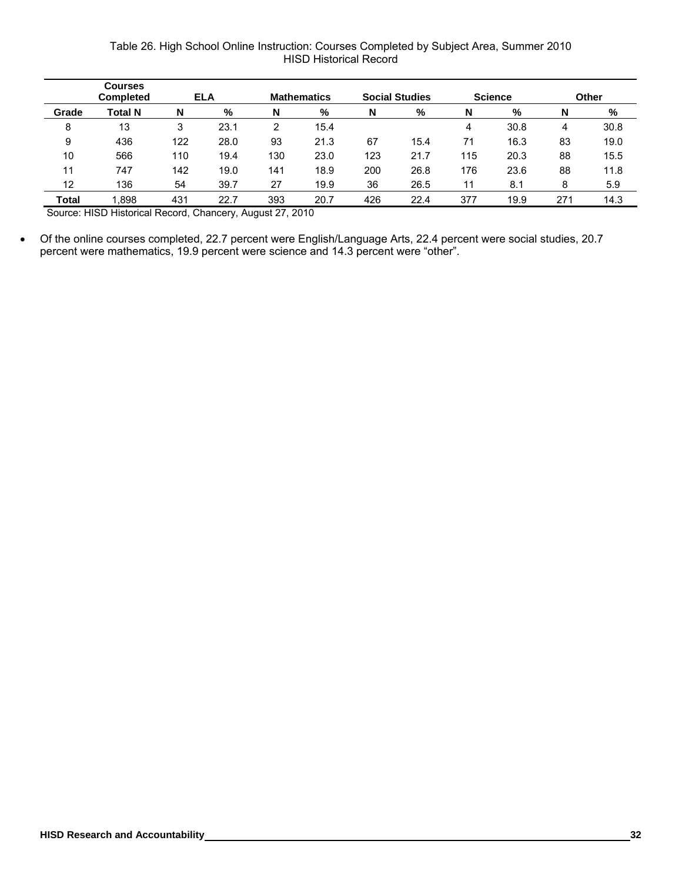Table 26. High School Online Instruction: Courses Completed by Subject Area, Summer 2010
HISD Historical Record

| | Courses Completed | ELA | | Mathematics | | Social Studies | | Science | | Other | |
|---|---|---|---|---|---|---|---|---|---|---|---|
| Grade | Total N | N | % | N | % | N | % | N | % | N | % |
| 8 | 13 | 3 | 23.1 | 2 | 15.4 | | | 4 | 30.8 | 4 | 30.8 |
| 9 | 436 | 122 | 28.0 | 93 | 21.3 | 67 | 15.4 | 71 | 16.3 | 83 | 19.0 |
| 10 | 566 | 110 | 19.4 | 130 | 23.0 | 123 | 21.7 | 115 | 20.3 | 88 | 15.5 |
| 11 | 747 | 142 | 19.0 | 141 | 18.9 | 200 | 26.8 | 176 | 23.6 | 88 | 11.8 |
| 12 | 136 | 54 | 39.7 | 27 | 19.9 | 36 | 26.5 | 11 | 8.1 | 8 | 5.9 |
| **Total** | 1,898 | 431 | 22.7 | 393 | 20.7 | 426 | 22.4 | 377 | 19.9 | 271 | 14.3 |

Source: HISD Historical Record, Chancery, August 27, 2010

- Of the online courses completed, 22.7 percent were English/Language Arts, 22.4 percent were social studies, 20.7 percent were mathematics, 19.9 percent were science and 14.3 percent were "other".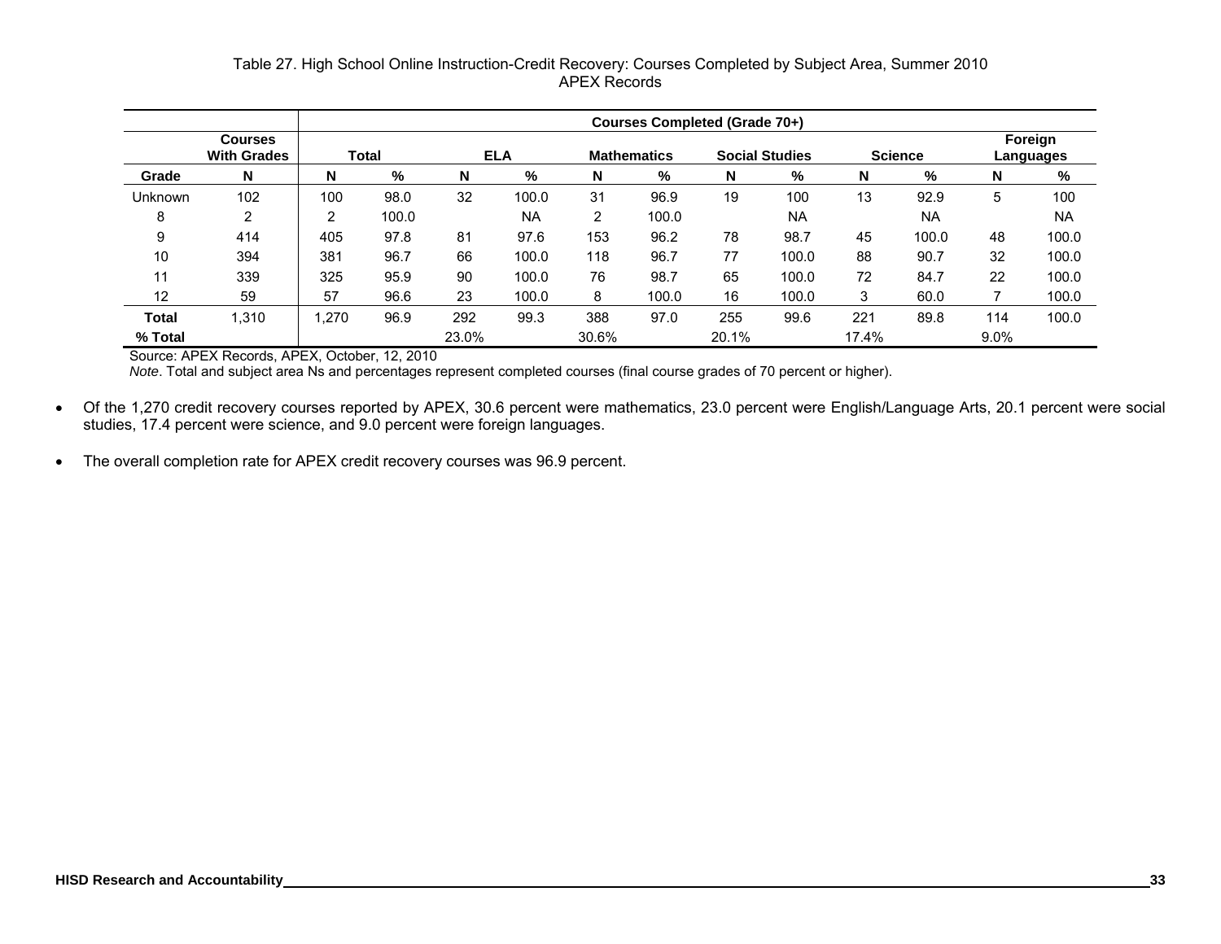Table 27. High School Online Instruction-Credit Recovery: Courses Completed by Subject Area, Summer 2010
APEX Records

| | | Courses Completed (Grade 70+) | | | | | | | | | | | |
|---|---|---|---|---|---|---|---|---|---|---|---|---|---|
| | Courses With Grades | Total | | ELA | | Mathematics | | Social Studies | | Science | | Foreign Languages | |
| Grade | N | N | % | N | % | N | % | N | % | N | % | N | % |
| Unknown | 102 | 100 | 98.0 | 32 | 100.0 | 31 | 96.9 | 19 | 100 | 13 | 92.9 | 5 | 100 |
| 8 | 2 | 2 | 100.0 | | NA | 2 | 100.0 | | NA | | NA | | NA |
| 9 | 414 | 405 | 97.8 | 81 | 97.6 | 153 | 96.2 | 78 | 98.7 | 45 | 100.0 | 48 | 100.0 |
| 10 | 394 | 381 | 96.7 | 66 | 100.0 | 118 | 96.7 | 77 | 100.0 | 88 | 90.7 | 32 | 100.0 |
| 11 | 339 | 325 | 95.9 | 90 | 100.0 | 76 | 98.7 | 65 | 100.0 | 72 | 84.7 | 22 | 100.0 |
| 12 | 59 | 57 | 96.6 | 23 | 100.0 | 8 | 100.0 | 16 | 100.0 | 3 | 60.0 | 7 | 100.0 |
| **Total** | 1,310 | 1,270 | 96.9 | 292 | 99.3 | 388 | 97.0 | 255 | 99.6 | 221 | 89.8 | 114 | 100.0 |
| **% Total** | | | | 23.0% | | 30.6% | | 20.1% | | 17.4% | | 9.0% | |

Source: APEX Records, APEX, October, 12, 2010

*Note*. Total and subject area Ns and percentages represent completed courses (final course grades of 70 percent or higher).

- Of the 1,270 credit recovery courses reported by APEX, 30.6 percent were mathematics, 23.0 percent were English/Language Arts, 20.1 percent were social studies, 17.4 percent were science, and 9.0 percent were foreign languages.
- The overall completion rate for APEX credit recovery courses was 96.9 percent.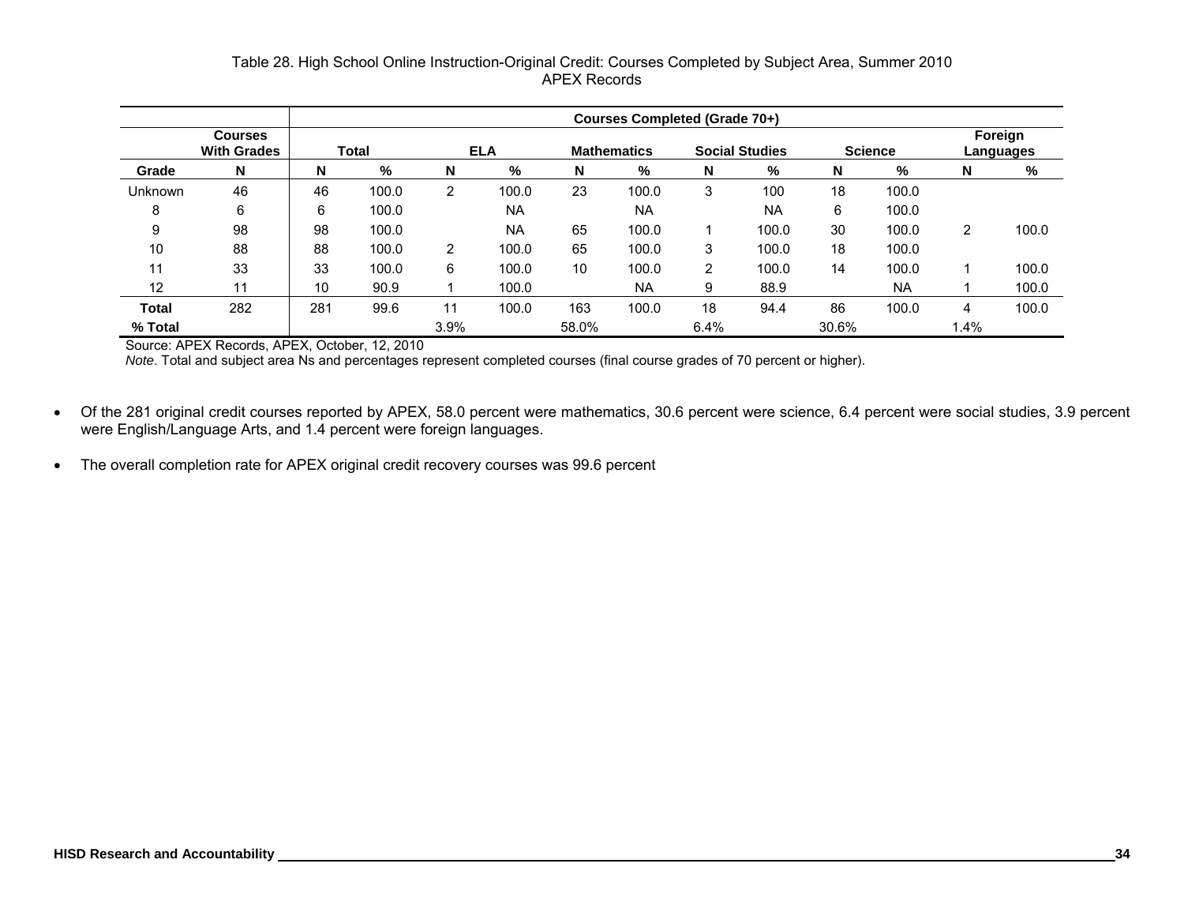Table 28. High School Online Instruction-Original Credit: Courses Completed by Subject Area, Summer 2010
APEX Records

| | Courses With Grades | Courses Completed (Grade 70+) | | | | | | | | | | | |
|---|---|---|---|---|---|---|---|---|---|---|---|---|---|
| | | Total | | ELA | | Mathematics | | Social Studies | | Science | | Foreign Languages | |
| Grade | N | N | % | N | % | N | % | N | % | N | % | N | % |
| Unknown | 46 | 46 | 100.0 | 2 | 100.0 | 23 | 100.0 | 3 | 100 | 18 | 100.0 | | |
| 8 | 6 | 6 | 100.0 | | NA | | NA | | NA | 6 | 100.0 | | |
| 9 | 98 | 98 | 100.0 | | NA | 65 | 100.0 | 1 | 100.0 | 30 | 100.0 | 2 | 100.0 |
| 10 | 88 | 88 | 100.0 | 2 | 100.0 | 65 | 100.0 | 3 | 100.0 | 18 | 100.0 | | |
| 11 | 33 | 33 | 100.0 | 6 | 100.0 | 10 | 100.0 | 2 | 100.0 | 14 | 100.0 | 1 | 100.0 |
| 12 | 11 | 10 | 90.9 | 1 | 100.0 | | NA | 9 | 88.9 | | NA | 1 | 100.0 |
| **Total** | 282 | 281 | 99.6 | 11 | 100.0 | 163 | 100.0 | 18 | 94.4 | 86 | 100.0 | 4 | 100.0 |
| **% Total** | | | | 3.9% | | 58.0% | | 6.4% | | 30.6% | | 1.4% | |

Source: APEX Records, APEX, October, 12, 2010

*Note*. Total and subject area Ns and percentages represent completed courses (final course grades of 70 percent or higher).

- Of the 281 original credit courses reported by APEX, 58.0 percent were mathematics, 30.6 percent were science, 6.4 percent were social studies, 3.9 percent were English/Language Arts, and 1.4 percent were foreign languages.
- The overall completion rate for APEX original credit recovery courses was 99.6 percent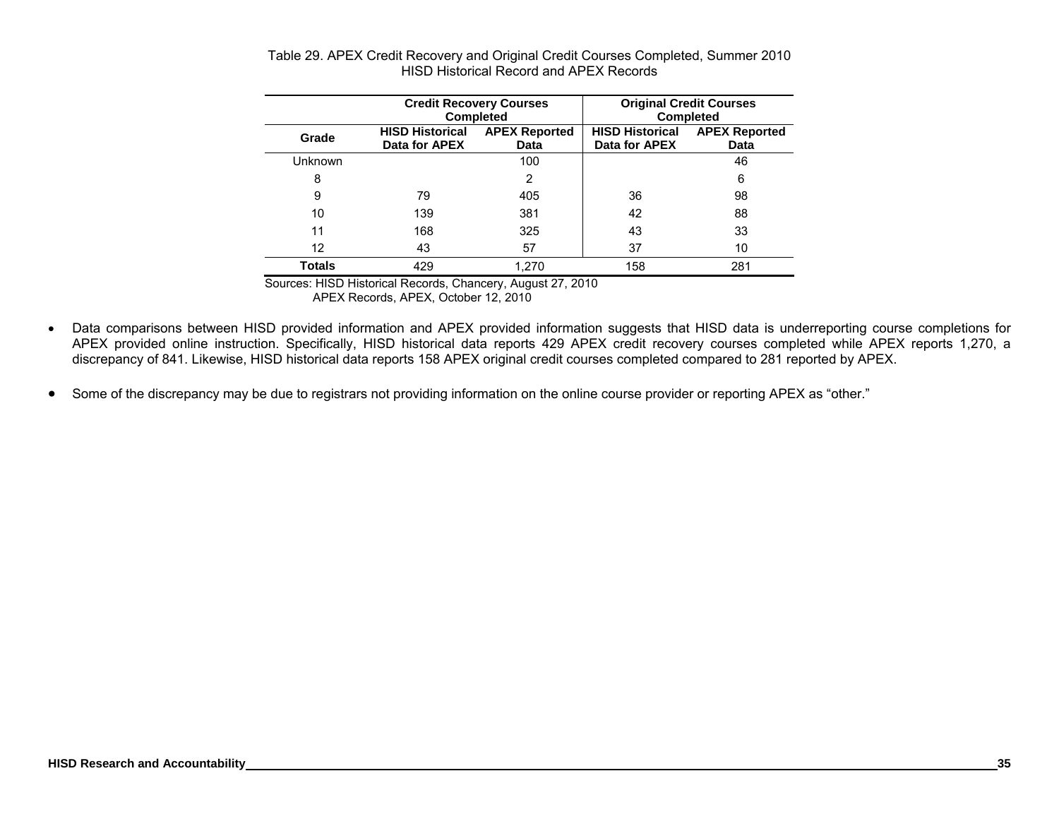Table 29. APEX Credit Recovery and Original Credit Courses Completed, Summer 2010
HISD Historical Record and APEX Records

| | Credit Recovery Courses Completed | | Original Credit Courses Completed | |
|---|---|---|---|---|
| **Grade** | **HISD Historical Data for APEX** | **APEX Reported Data** | **HISD Historical Data for APEX** | **APEX Reported Data** |
| Unknown | | 100 | | 46 |
| 8 | | 2 | | 6 |
| 9 | 79 | 405 | 36 | 98 |
| 10 | 139 | 381 | 42 | 88 |
| 11 | 168 | 325 | 43 | 33 |
| 12 | 43 | 57 | 37 | 10 |
| **Totals** | 429 | 1,270 | 158 | 281 |

Sources: HISD Historical Records, Chancery, August 27, 2010
APEX Records, APEX, October 12, 2010

- Data comparisons between HISD provided information and APEX provided information suggests that HISD data is underreporting course completions for APEX provided online instruction. Specifically, HISD historical data reports 429 APEX credit recovery courses completed while APEX reports 1,270, a discrepancy of 841. Likewise, HISD historical data reports 158 APEX original credit courses completed compared to 281 reported by APEX.

- Some of the discrepancy may be due to registrars not providing information on the online course provider or reporting APEX as "other."